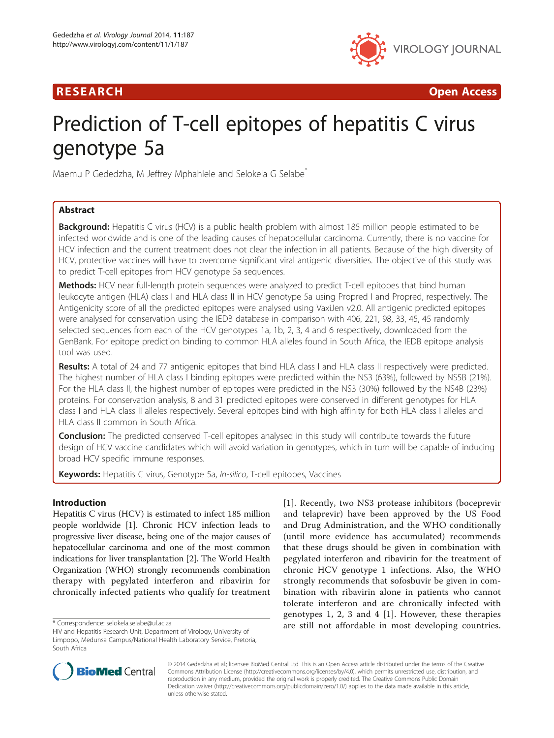RESEARCH Open Access

# Prediction of T-cell epitopes of hepatitis C virus genotype 5a

Maemu P Gededzha, M Jeffrey Mphahlele and Selokela G Selabe*

## Abstract

**Background:** Hepatitis C virus (HCV) is a public health problem with almost 185 million people estimated to be infected worldwide and is one of the leading causes of hepatocellular carcinoma. Currently, there is no vaccine for HCV infection and the current treatment does not clear the infection in all patients. Because of the high diversity of HCV, protective vaccines will have to overcome significant viral antigenic diversities. The objective of this study was to predict T-cell epitopes from HCV genotype 5a sequences.

**Methods:** HCV near full-length protein sequences were analyzed to predict T-cell epitopes that bind human leukocyte antigen (HLA) class I and HLA class II in HCV genotype 5a using Propred I and Propred, respectively. The Antigenicity score of all the predicted epitopes were analysed using VaxiJen v2.0. All antigenic predicted epitopes were analysed for conservation using the IEDB database in comparison with 406, 221, 98, 33, 45, 45 randomly selected sequences from each of the HCV genotypes 1a, 1b, 2, 3, 4 and 6 respectively, downloaded from the GenBank. For epitope prediction binding to common HLA alleles found in South Africa, the IEDB epitope analysis tool was used.

**Results:** A total of 24 and 77 antigenic epitopes that bind HLA class I and HLA class II respectively were predicted. The highest number of HLA class I binding epitopes were predicted within the NS3 (63%), followed by NS5B (21%). For the HLA class II, the highest number of epitopes were predicted in the NS3 (30%) followed by the NS4B (23%) proteins. For conservation analysis, 8 and 31 predicted epitopes were conserved in different genotypes for HLA class I and HLA class II alleles respectively. Several epitopes bind with high affinity for both HLA class I alleles and HLA class II common in South Africa.

**Conclusion:** The predicted conserved T-cell epitopes analysed in this study will contribute towards the future design of HCV vaccine candidates which will avoid variation in genotypes, which in turn will be capable of inducing broad HCV specific immune responses.

**Keywords:** Hepatitis C virus, Genotype 5a, *In-silico*, T-cell epitopes, Vaccines

## Introduction

Hepatitis C virus (HCV) is estimated to infect 185 million people worldwide [1]. Chronic HCV infection leads to progressive liver disease, being one of the major causes of hepatocellular carcinoma and one of the most common indications for liver transplantation [2]. The World Health Organization (WHO) strongly recommends combination therapy with pegylated interferon and ribavirin for chronically infected patients who qualify for treatment [1]. Recently, two NS3 protease inhibitors (boceprevir and telaprevir) have been approved by the US Food and Drug Administration, and the WHO conditionally (until more evidence has accumulated) recommends that these drugs should be given in combination with pegylated interferon and ribavirin for the treatment of chronic HCV genotype 1 infections. Also, the WHO strongly recommends that sofosbuvir be given in combination with ribavirin alone in patients who cannot tolerate interferon and are chronically infected with genotypes 1, 2, 3 and 4 [1]. However, these therapies are still not affordable in most developing countries.

* Correspondence: selokela.selabe@ul.ac.za
HIV and Hepatitis Research Unit, Department of Virology, University of Limpopo, Medunsa Campus/National Health Laboratory Service, Pretoria, South Africa

© 2014 Gededzha et al.; licensee BioMed Central Ltd. This is an Open Access article distributed under the terms of the Creative Commons Attribution License (http://creativecommons.org/licenses/by/4.0), which permits unrestricted use, distribution, and reproduction in any medium, provided the original work is properly credited. The Creative Commons Public Domain Dedication waiver (http://creativecommons.org/publicdomain/zero/1.0/) applies to the data made available in this article, unless otherwise stated.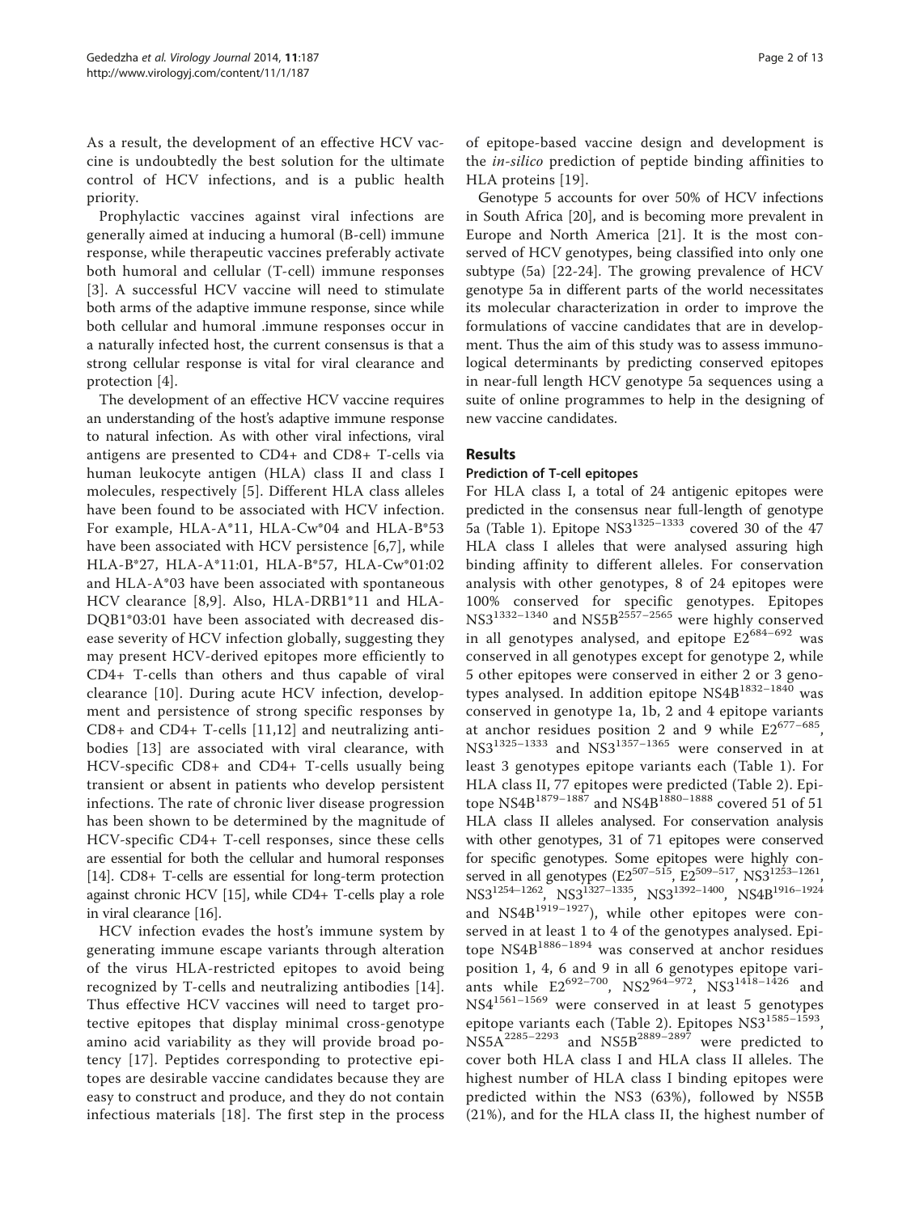As a result, the development of an effective HCV vaccine is undoubtedly the best solution for the ultimate control of HCV infections, and is a public health priority.

Prophylactic vaccines against viral infections are generally aimed at inducing a humoral (B-cell) immune response, while therapeutic vaccines preferably activate both humoral and cellular (T-cell) immune responses [3]. A successful HCV vaccine will need to stimulate both arms of the adaptive immune response, since while both cellular and humoral .immune responses occur in a naturally infected host, the current consensus is that a strong cellular response is vital for viral clearance and protection [4].

The development of an effective HCV vaccine requires an understanding of the host's adaptive immune response to natural infection. As with other viral infections, viral antigens are presented to CD4+ and CD8+ T-cells via human leukocyte antigen (HLA) class II and class I molecules, respectively [5]. Different HLA class alleles have been found to be associated with HCV infection. For example, HLA-A*11, HLA-Cw*04 and HLA-B*53 have been associated with HCV persistence [6,7], while HLA-B*27, HLA-A*11:01, HLA-B*57, HLA-Cw*01:02 and HLA-A*03 have been associated with spontaneous HCV clearance [8,9]. Also, HLA-DRB1*11 and HLA-DQB1*03:01 have been associated with decreased disease severity of HCV infection globally, suggesting they may present HCV-derived epitopes more efficiently to CD4+ T-cells than others and thus capable of viral clearance [10]. During acute HCV infection, development and persistence of strong specific responses by CD8+ and CD4+ T-cells [11,12] and neutralizing antibodies [13] are associated with viral clearance, with HCV-specific CD8+ and CD4+ T-cells usually being transient or absent in patients who develop persistent infections. The rate of chronic liver disease progression has been shown to be determined by the magnitude of HCV-specific CD4+ T-cell responses, since these cells are essential for both the cellular and humoral responses [14]. CD8+ T-cells are essential for long-term protection against chronic HCV [15], while CD4+ T-cells play a role in viral clearance [16].

HCV infection evades the host's immune system by generating immune escape variants through alteration of the virus HLA-restricted epitopes to avoid being recognized by T-cells and neutralizing antibodies [14]. Thus effective HCV vaccines will need to target protective epitopes that display minimal cross-genotype amino acid variability as they will provide broad potency [17]. Peptides corresponding to protective epitopes are desirable vaccine candidates because they are easy to construct and produce, and they do not contain infectious materials [18]. The first step in the process of epitope-based vaccine design and development is the *in-silico* prediction of peptide binding affinities to HLA proteins [19].

Genotype 5 accounts for over 50% of HCV infections in South Africa [20], and is becoming more prevalent in Europe and North America [21]. It is the most conserved of HCV genotypes, being classified into only one subtype (5a) [22-24]. The growing prevalence of HCV genotype 5a in different parts of the world necessitates its molecular characterization in order to improve the formulations of vaccine candidates that are in development. Thus the aim of this study was to assess immunological determinants by predicting conserved epitopes in near-full length HCV genotype 5a sequences using a suite of online programmes to help in the designing of new vaccine candidates.

## Results

### Prediction of T-cell epitopes

For HLA class I, a total of 24 antigenic epitopes were predicted in the consensus near full-length of genotype 5a (Table 1). Epitope $NS3^{1325-1333}$ covered 30 of the 47 HLA class I alleles that were analysed assuring high binding affinity to different alleles. For conservation analysis with other genotypes, 8 of 24 epitopes were 100% conserved for specific genotypes. Epitopes $NS3^{1332-1340}$ and $NS5B^{2557-2565}$ were highly conserved in all genotypes analysed, and epitope $E2^{684-692}$ was conserved in all genotypes except for genotype 2, while 5 other epitopes were conserved in either 2 or 3 genotypes analysed. In addition epitope $NS4B^{1832-1840}$ was conserved in genotype 1a, 1b, 2 and 4 epitope variants at anchor residues position 2 and 9 while $E2^{677-685}$, $NS3^{1325-1333}$ and $NS3^{1357-1365}$ were conserved in at least 3 genotypes epitope variants each (Table 1). For HLA class II, 77 epitopes were predicted (Table 2). Epitope $NS4B^{1879-1887}$ and $NS4B^{1880-1888}$ covered 51 of 51 HLA class II alleles analysed. For conservation analysis with other genotypes, 31 of 71 epitopes were conserved for specific genotypes. Some epitopes were highly conserved in all genotypes ($E2^{507-515}$, $E2^{509-517}$, $NS3^{1253-1261}$, $NS3^{1254-1262}$, $NS3^{1327-1335}$, $NS3^{1392-1400}$, $NS4B^{1916-1924}$ and $NS4B^{1919-1927}$), while other epitopes were conserved in at least 1 to 4 of the genotypes analysed. Epitope $NS4B^{1886-1894}$ was conserved at anchor residues position 1, 4, 6 and 9 in all 6 genotypes epitope variants while $E2^{692-700}$, $NS2^{964-972}$, $NS3^{1418-1426}$ and $NS4^{1561-1569}$ were conserved in at least 5 genotypes epitope variants each (Table 2). Epitopes $NS3^{1585-1593}$, $NS5A^{2285-2293}$ and $NS5B^{2889-2897}$ were predicted to cover both HLA class I and HLA class II alleles. The highest number of HLA class I binding epitopes were predicted within the NS3 (63%), followed by NS5B (21%), and for the HLA class II, the highest number of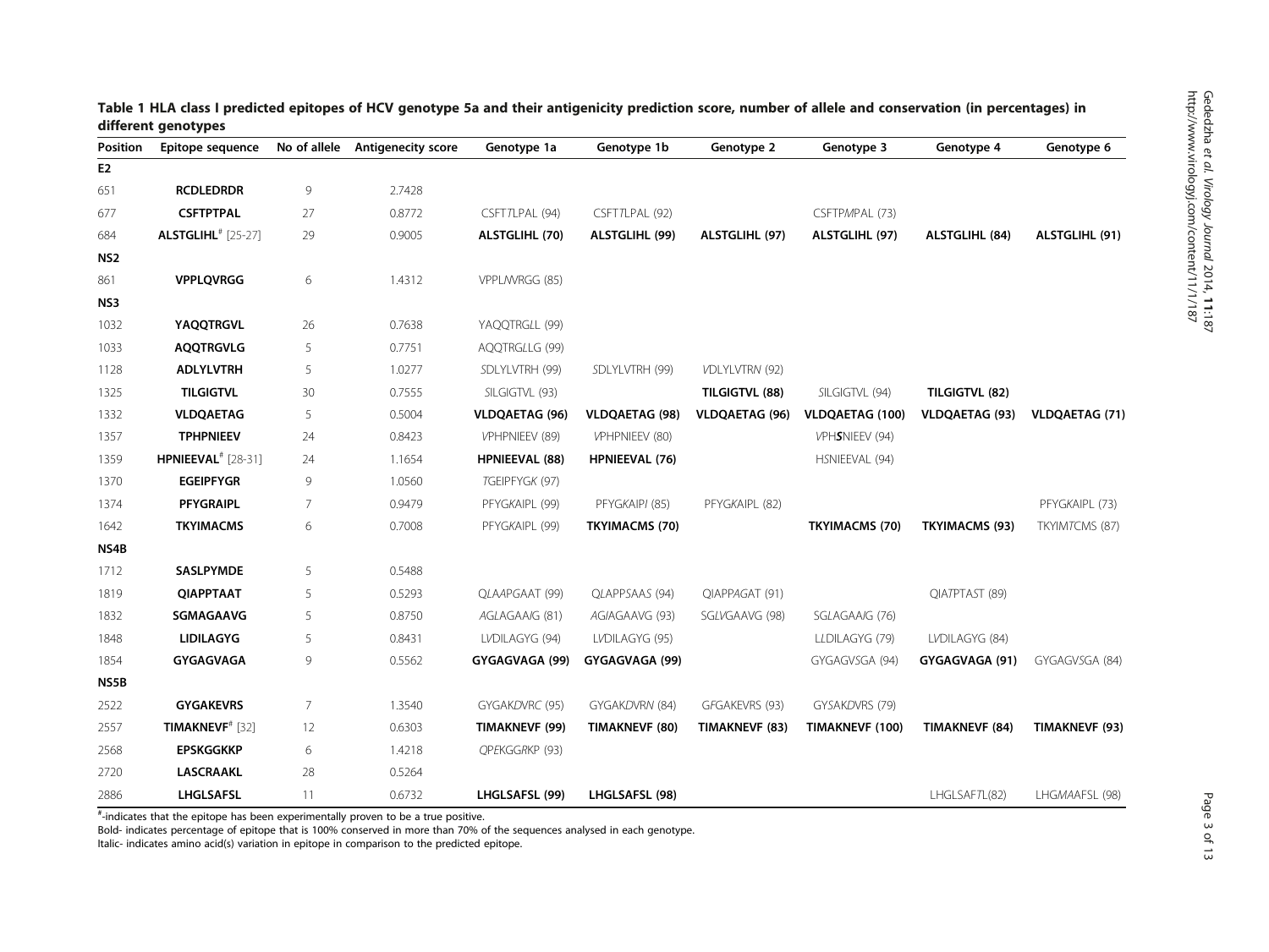**Table 1 HLA class I predicted epitopes of HCV genotype 5a and their antigenicity prediction score, number of allele and conservation (in percentages) in different genotypes**

| Position | Epitope sequence | No of allele | Antigenecity score | Genotype 1a | Genotype 1b | Genotype 2 | Genotype 3 | Genotype 4 | Genotype 6 |
|---|---|---|---|---|---|---|---|---|---|
| **E2** | | | | | | | | | |
| 651 | **RCDLEDRDR** | 9 | 2.7428 | | | | | | |
| 677 | **CSFTPTPAL** | 27 | 0.8772 | CSFT*T*LPAL (94) | CSFT*T*LPAL (92) | | CSFTP*M*PAL (73) | | |
| 684 | **ALSTGLIHL**[#] [25-27] | 29 | 0.9005 | **ALSTGLIHL (70)** | **ALSTGLIHL (99)** | **ALSTGLIHL (97)** | **ALSTGLIHL (97)** | **ALSTGLIHL (84)** | **ALSTGLIHL (91)** |
| **NS2** | | | | | | | | | |
| 861 | **VPPLQVRGG** | 6 | 1.4312 | VPPL*V*VRGG (85) | | | | | |
| **NS3** | | | | | | | | | |
| 1032 | **YAQQTRGVL** | 26 | 0.7638 | YAQQTRG*L*L (99) | | | | | |
| 1033 | **AQQTRGVLG** | 5 | 0.7751 | AQQTRG*L*LG (99) | | | | | |
| 1128 | **ADLYLVTRH** | 5 | 1.0277 | *S*DLYLVTRH (99) | *S*DLYLVTRH (99) | *V*DLYLVTR*N* (92) | | | |
| 1325 | **TILGIGTVL** | 30 | 0.7555 | *S*ILGIGTVL (93) | | **TILGIGTVL (88)** | *S*ILGIGTVL (94) | **TILGIGTVL (82)** | |
| 1332 | **VLDQAETAG** | 5 | 0.5004 | **VLDQAETAG (96)** | **VLDQAETAG (98)** | **VLDQAETAG (96)** | **VLDQAETAG (100)** | **VLDQAETAG (93)** | **VLDQAETAG (71)** |
| 1357 | **TPHPNIEEV** | 24 | 0.8423 | *V*PHPNIEEV (89) | *V*PHPNIEEV (80) | | *V*PH***S***NIEEV (94) | | |
| 1359 | **HPNIEEVAL**[#] [28-31] | 24 | 1.1654 | **HPNIEEVAL (88)** | **HPNIEEVAL (76)** | | H*S*NIEEVAL (94) | | |
| 1370 | **EGEIPFYGR** | 9 | 1.0560 | *T*GEIPFYG*K* (97) | | | | | |
| 1374 | **PFYGRAIPL** | 7 | 0.9479 | PFYG*K*AIPL (99) | PFYG*K*AIP*I* (85) | PFYG*K*AIPL (82) | | | PFYG*K*AIPL (73) |
| 1642 | **TKYIMACMS** | 6 | 0.7008 | PFYG*K*AIPL (99) | **TKYIMACMS (70)** | | **TKYIMACMS (70)** | **TKYIMACMS (93)** | TKYIM*T*CMS (87) |
| **NS4B** | | | | | | | | | |
| 1712 | **SASLPYMDE** | 5 | 0.5488 | | | | | | |
| 1819 | **QIAPPTAAT** | 5 | 0.5293 | Q*L*A*A*P*G*AAT (99) | Q*L*APP*S*A*A*S (94) | QIAPP*A*GAT (91) | | QIA*T*PT*A*ST (89) | |
| 1832 | **SGMAGAAVG** | 5 | 0.8750 | *A*G*L*AGAA*I*G (81) | *A*G*I*AGAAVG (93) | SG*L*VGAAVG (98) | SG*L*AGAA*I*G (76) | | |
| 1848 | **LIDILAGYG** | 5 | 0.8431 | L*V*DILAGYG (94) | L*V*DILAGYG (95) | | L*L*DILAGYG (79) | L*V*DILAGYG (84) | |
| 1854 | **GYGAGVAGA** | 9 | 0.5562 | **GYGAGVAGA (99)** | **GYGAGVAGA (99)** | | GYGAGV*S*GA (94) | **GYGAGVAGA (91)** | GYGAGV*S*GA (84) |
| **NS5B** | | | | | | | | | |
| 2522 | **GYGAKEVRS** | 7 | 1.3540 | GYGAK*D*VR*C* (95) | GYGAK*D*VR*N* (84) | G*F*GAKEVRS (93) | GY*S*AK*D*VRS (79) | | |
| 2557 | **TIMAKNEVF**[#] [32] | 12 | 0.6303 | **TIMAKNEVF (99)** | **TIMAKNEVF (80)** | **TIMAKNEVF (83)** | **TIMAKNEVF (100)** | **TIMAKNEVF (84)** | **TIMAKNEVF (93)** |
| 2568 | **EPSKGGKKP** | 6 | 1.4218 | *Q*P*E*KGG*R*KP (93) | | | | | |
| 2720 | **LASCRAAKL** | 28 | 0.5264 | | | | | | |
| 2886 | **LHGLSAFSL** | 11 | 0.6732 | **LHGLSAFSL (99)** | **LHGLSAFSL (98)** | | | LHGLSAF*T*L(82) | LHG*MA*AFSL (98) |

[#]-indicates that the epitope has been experimentally proven to be a true positive.
Bold- indicates percentage of epitope that is 100% conserved in more than 70% of the sequences analysed in each genotype.
Italic- indicates amino acid(s) variation in epitope in comparison to the predicted epitope.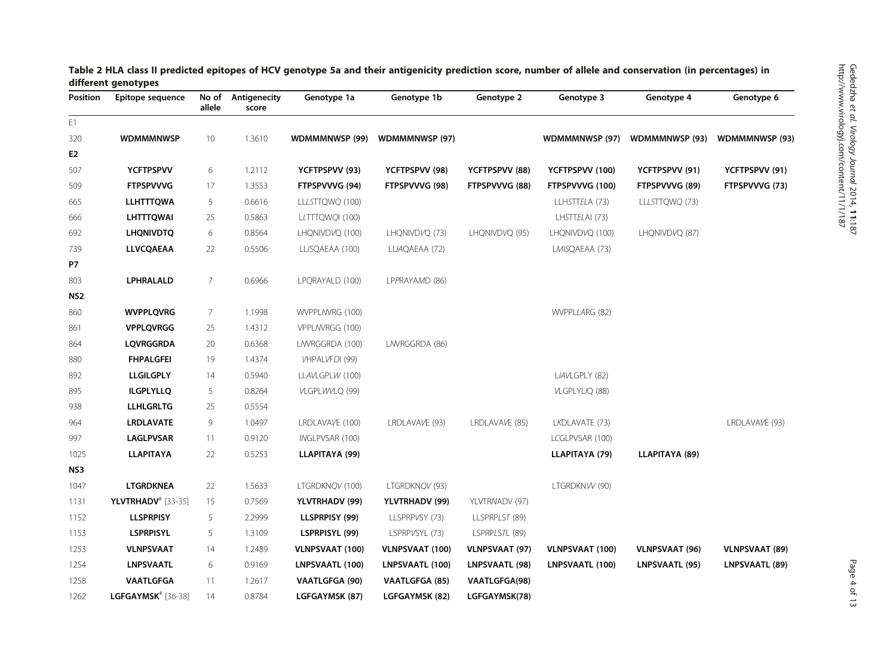**Table 2 HLA class II predicted epitopes of HCV genotype 5a and their antigenicity prediction score, number of allele and conservation (in percentages) in different genotypes**

| Position | Epitope sequence | No of allele | Antigenecity score | Genotype 1a | Genotype 1b | Genotype 2 | Genotype 3 | Genotype 4 | Genotype 6 |
|---|---|---|---|---|---|---|---|---|---|
| E1 | | | | | | | | | |
| 320 | **WDMMMNWSP** | 10 | 1.3610 | **WDMMMNWSP (99)** | **WDMMMNWSP (97)** | | **WDMMMNWSP (97)** | **WDMMMNWSP (93)** | **WDMMMNWSP (93)** |
| **E2** | | | | | | | | | |
| 507 | **YCFTPSPVV** | 6 | 1.2112 | **YCFTPSPVV (93)** | **YCFTPSPVV (98)** | **YCFTPSPVV (88)** | **YCFTPSPVV (100)** | **YCFTPSPVV (91)** | **YCFTPSPVV (91)** |
| 509 | **FTPSPVVVG** | 17 | 1.3553 | **FTPSPVVVG (94)** | **FTPSPVVVG (98)** | **FTPSPVVVG (88)** | **FTPSPVVVG (100)** | **FTPSPVVVG (89)** | **FTPSPVVVG (73)** |
| 665 | **LLHTTTQWA** | 5 | 0.6616 | LL*L*STTQW*Q* (100) | | | LLH*S*TT*EL*A (73) | LL*L*STTQW*Q* (73) | |
| 666 | **LHTTTQWAI** | 25 | 0.5863 | L*L*TTTQW*Q*I (100) | | | LH*S*TT*EL*AI (73) | | |
| 692 | **LHQNIVDTQ** | 6 | 0.8564 | LHQNIVD*V*Q (100) | LHQNIVD*V*Q (73) | LHQNIVD*V*Q (95) | LHQNIVD*V*Q (100) | LHQNIVD*V*Q (87) | |
| 739 | **LLVCQAEAA** | 22 | 0.5506 | LL*I*SQAEAA (100) | LL*IA*QAEAA (72) | | L*MIS*QAEAA (73) | | |
| **P7** | | | | | | | | | |
| 803 | **LPHRALALD** | 7 | 0.6966 | LP*Q*RA*Y*ALD (100) | LP*P*RA*Y*A*M*D (86) | | | | |
| **NS2** | | | | | | | | | |
| 860 | **WVPPLQVRG** | 7 | 1.1998 | WVPPL*NV*RG (100) | | | WVPPL*LA*RG (82) | | |
| 861 | **VPPLQVRGG** | 25 | 1.4312 | VPPL*NV*RGG (100) | | | | | |
| 864 | **LQVRGGRDA** | 20 | 0.6368 | L*NV*RGGRDA (100) | L*NV*RGGRDA (86) | | | | |
| 880 | **FHPALGFEI** | 19 | 1.4374 | *V*HPAL*VF*D*I* (99) | | | | | |
| 892 | **LLGILGPLY** | 14 | 0.5940 | LL*AV*LGPL*W* (100) | | | L*IAV*LGPLY (82) | | |
| 895 | **ILGPLYLLQ** | 5 | 0.8264 | *V*LGPL*WV*LQ (99) | | | *V*LGPLY*L*/Q (88) | | |
| 938 | **LLHLGRLTG** | 25 | 0.5554 | | | | | | |
| 964 | **LRDLAVATE** | 9 | 1.0497 | LRDLAVA*V*E (100) | LRDLAVA*V*E (93) | LRDLAVA*V*E (85) | L*K*DLAVATE (73) | | LRDLAVA*V*E (93) |
| 997 | **LAGLPVSAR** | 11 | 0.9120 | *IN*GLPVSAR (100) | | | L*C*GLPVSAR (100) | | |
| 1025 | **LLAPITAYA** | 22 | 0.5253 | **LLAPITAYA (99)** | | | **LLAPITAYA (79)** | **LLAPITAYA (89)** | |
| **NS3** | | | | | | | | | |
| 1047 | **LTGRDKNEA** | 22 | 1.5633 | LTGRDKN*QV* (100) | LTGRDKN*QV* (93) | | LTGRDKN*VV* (90) | | |
| 1131 | **YLVTRHADV**[#] [33-35] | 15 | 0.7569 | **YLVTRHADV (99)** | **YLVTRHADV (99)** | YLVTR*N*ADV (97) | | | |
| 1152 | **LLSPRPISY** | 5 | 2.2999 | **LLSPRPISY (99)** | LLSPRP*V*SY (73) | LLSPRP*LST* (89) | | | |
| 1153 | **LSPRPISYL** | 5 | 1.3109 | **LSPRPISYL (99)** | LSPRP*V*SYL (73) | LSPRP*L*S*T*L (89) | | | |
| 1253 | **VLNPSVAAT** | 14 | 1.2489 | **VLNPSVAAT (100)** | **VLNPSVAAT (100)** | **VLNPSVAAT (97)** | **VLNPSVAAT (100)** | **VLNPSVAAT (96)** | **VLNPSVAAT (89)** |
| 1254 | **LNPSVAATL** | 6 | 0.9169 | **LNPSVAATL (100)** | **LNPSVAATL (100)** | **LNPSVAATL (98)** | **LNPSVAATL (100)** | **LNPSVAATL (95)** | **LNPSVAATL (89)** |
| 1258 | **VAATLGFGA** | 11 | 1.2617 | **VAATLGFGA (90)** | **VAATLGFGA (85)** | **VAATLGFGA(98)** | | | |
| 1262 | **LGFGAYMSK**[#] [36-38] | 14 | 0.8784 | **LGFGAYMSK (87)** | **LGFGAYMSK (82)** | **LGFGAYMSK(78)** | | | |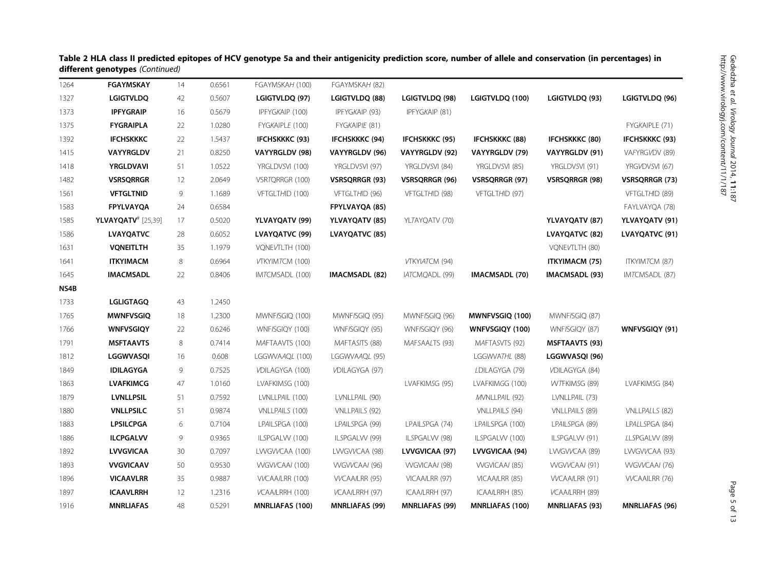**Table 2 HLA class II predicted epitopes of HCV genotype 5a and their antigenicity prediction score, number of allele and conservation (in percentages) in different genotypes** *(Continued)*

| | | | | | | | | | |
|---|---|---|---|---|---|---|---|---|---|
| 1264 | **FGAYMSKAY** | 14 | 0.6561 | FGAYMSKAH (100) | FGAYMSKAH (82) | | | | |
| 1327 | **LGIGTVLDQ** | 42 | 0.5607 | **LGIGTVLDQ (97)** | **LGIGTVLDQ (88)** | **LGIGTVLDQ (98)** | **LGIGTVLDQ (100)** | **LGIGTVLDQ (93)** | **LGIGTVLDQ (96)** |
| 1373 | **IPFYGRAIP** | 16 | 0.5679 | IPFYGKAIP (100) | IPFYGKAIP (93) | IPFYGKAIP (81) | | | |
| 1375 | **FYGRAIPLA** | 22 | 1.0280 | FYGKAIPLE (100) | FYGKAIPIE (81) | | | | FYGKAIPLE (71) |
| 1392 | **IFCHSKKKC** | 22 | 1.5437 | **IFCHSKKKC (93)** | **IFCHSKKKC (94)** | **IFCHSKKKC (95)** | **IFCHSKKKC (88)** | **IFCHSKKKC (80)** | **IFCHSKKKC (93)** |
| 1415 | **VAYYRGLDV** | 21 | 0.8250 | **VAYYRGLDV (98)** | **VAYYRGLDV (96)** | **VAYYRGLDV (92)** | **VAYYRGLDV (79)** | **VAYYRGLDV (91)** | VAFYRGVDV (89) |
| 1418 | **YRGLDVAVI** | 51 | 1.0522 | YRGLDVSVI (100) | YRGLDVSVI (97) | YRGLDVSVI (84) | YRGLDVSVI (85) | YRGLDVSVI (91) | YRGVDVSVI (67) |
| 1482 | **VSRSQRRGR** | 12 | 2.0649 | VSRTQRRGR (100) | **VSRSQRRGR (93)** | **VSRSQRRGR (96)** | **VSRSQRRGR (97)** | **VSRSQRRGR (98)** | **VSRSQRRGR (73)** |
| 1561 | **VFTGLTNID** | 9 | 1.1689 | VFTGLTHID (100) | VFTGLTHID (96) | VFTGLTHID (98) | VFTGLTHID (97) | | VFTGLTHID (89) |
| 1583 | **FPYLVAYQA** | 24 | 0.6584 | | **FPYLVAYQA (85)** | | | | FAYLVAYQA (78) |
| 1585 | **YLVAYQATV**[#] [25,39] | 17 | 0.5020 | **YLVAYQATV (99)** | **YLVAYQATV (85)** | YLTAYQATV (70) | | **YLVAYQATV (87)** | **YLVAYQATV (91)** |
| 1586 | **LVAYQATVC** | 28 | 0.6052 | **LVAYQATVC (99)** | **LVAYQATVC (85)** | | | **LVAYQATVC (82)** | **LVAYQATVC (91)** |
| 1631 | **VQNEITLTH** | 35 | 1.1979 | VQNEVTLTH (100) | | | | VQNEVTLTH (80) | |
| 1641 | **ITKYIMACM** | 8 | 0.6964 | VTKYIMTCM (100) | | VTKYIATCM (94) | | **ITKYIMACM (75)** | ITKYIMTCM (87) |
| 1645 | **IMACMSADL** | 22 | 0.8406 | IMTCMSADL (100) | **IMACMSADL (82)** | IATCMQADL (99) | **IMACMSADL (70)** | **IMACMSADL (93)** | IMTCMSADL (87) |
| **NS4B** | | | | | | | | | |
| 1733 | **LGLIGTAGQ** | 43 | 1.2450 | | | | | | |
| 1765 | **MWNFVSGIQ** | 18 | 1.2300 | MWNFISGIQ (100) | MWNFISGIQ (95) | MWNFISGIQ (96) | **MWNFVSGIQ (100)** | MWNFISGIQ (87) | |
| 1766 | **WNFVSGIQY** | 22 | 0.6246 | WNFISGIQY (100) | WNFISGIQY (95) | WNFISGIQY (96) | **WNFVSGIQY (100)** | WNFISGIQY (87) | **WNFVSGIQY (91)** |
| 1791 | **MSFTAAVTS** | 8 | 0.7414 | MAFTAAVTS (100) | MAFTASITS (88) | MAFSAALTS (93) | MAFTASVTS (92) | **MSFTAAVTS (93)** | |
| 1812 | **LGGWVASQI** | 16 | 0.608 | LGGWVAAQL (100) | LGGWVAAQL (95) | | LGGWVATHL (88) | **LGGWVASQI (96)** | |
| 1849 | **IDILAGYGA** | 9 | 0.7525 | VDILAGYGA (100) | VDILAGYGA (97) | | LDILAGYGA (79) | VDILAGYGA (84) | |
| 1863 | **LVAFKIMCG** | 47 | 1.0160 | LVAFKIMSG (100) | | LVAFKIMSG (95) | LVAFKIMGG (100) | VVTFKIMSG (89) | LVAFKIMSG (84) |
| 1879 | **LVNLLPSIL** | 51 | 0.7592 | LVNLLPAIL (100) | LVNLLPAIL (90) | | MVNLLPAIL (92) | LVNLLPAIL (73) | |
| 1880 | **VNLLPSILC** | 51 | 0.9874 | VNLLPAILS (100) | VNLLPAILS (92) | | VNLLPAILS (94) | VNLLPAILS (89) | VNLLPALLS (82) |
| 1883 | **LPSILCPGA** | 6 | 0.7104 | LPAILSPGA (100) | LPAILSPGA (99) | LPAILSPGA (74) | LPAILSPGA (100) | LPAILSPGA (89) | LPALLSPGA (84) |
| 1886 | **ILCPGALVV** | 9 | 0.9365 | ILSPGALVV (100) | ILSPGALVV (99) | ILSPGALVV (98) | ILSPGALVV (100) | ILSPGALVV (91) | LLSPGALVV (89) |
| 1892 | **LVVGVICAA** | 30 | 0.7097 | LVVGVVCAA (100) | LVVGVVCAA (98) | **LVVGVICAA (97)** | **LVVGVICAA (94)** | LVVGVVCAA (89) | LVVGVVCAA (93) |
| 1893 | **VVGVICAAV** | 50 | 0.9530 | VVGVVCAAI (100) | VVGVVCAAI (96) | VVGVICAAI (98) | VVGVICAAI (85) | VVGVVCAAI (91) | VVGVVCAAI (76) |
| 1896 | **VICAAVLRR** | 35 | 0.9887 | VVCAAILRR (100) | VVCAAILRR (95) | VICAAILRR (97) | VICAAILRR (85) | VVCAAILRR (91) | VVCAAILRR (76) |
| 1897 | **ICAAVLRRH** | 12 | 1.2316 | VCAAILRRH (100) | VCAAILRRH (97) | ICAAILRRH (97) | ICAAILRRH (85) | VCAAILRRH (89) | |
| 1916 | **MNRLIAFAS** | 48 | 0.5291 | **MNRLIAFAS (100)** | **MNRLIAFAS (99)** | **MNRLIAFAS (99)** | **MNRLIAFAS (100)** | **MNRLIAFAS (93)** | **MNRLIAFAS (96)** |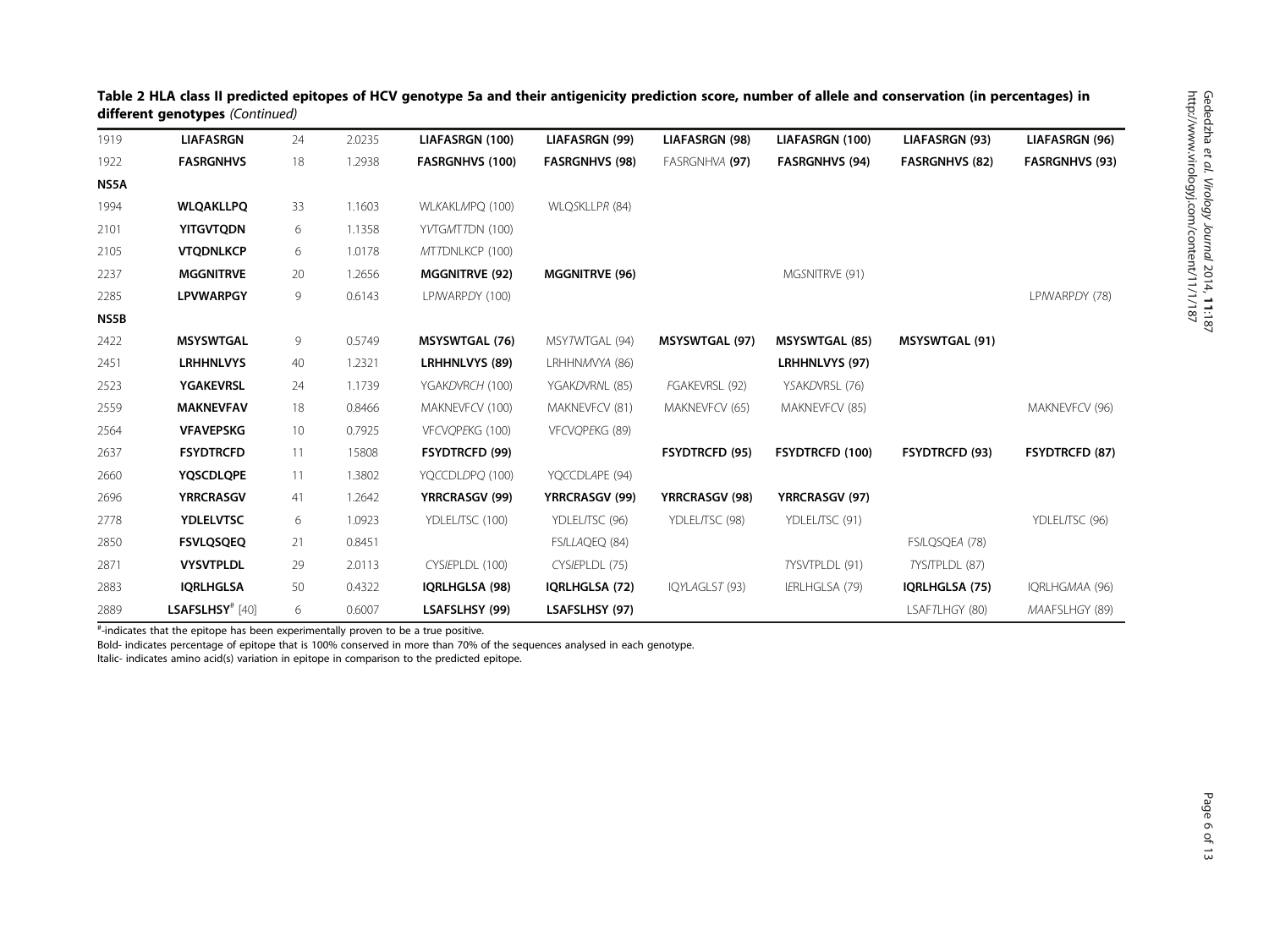**Table 2 HLA class II predicted epitopes of HCV genotype 5a and their antigenicity prediction score, number of allele and conservation (in percentages) in different genotypes** *(Continued)*

| | | | | | | | | | |
|---|---|---|---|---|---|---|---|---|---|
| 1919 | **LIAFASRGN** | 24 | 2.0235 | **LIAFASRGN (100)** | **LIAFASRGN (99)** | **LIAFASRGN (98)** | **LIAFASRGN (100)** | **LIAFASRGN (93)** | **LIAFASRGN (96)** |
| 1922 | **FASRGNHVS** | 18 | 1.2938 | **FASRGNHVS (100)** | **FASRGNHVS (98)** | FASRGNHVA **(97)** | **FASRGNHVS (94)** | **FASRGNHVS (82)** | **FASRGNHVS (93)** |
| **NS5A** | | | | | | | | | |
| 1994 | **WLQAKLLPQ** | 33 | 1.1603 | WLKAKLMPQ (100) | WLQSKLLPR (84) | | | | |
| 2101 | **YITGVTQDN** | 6 | 1.1358 | YVTGMTTDN (100) | | | | | |
| 2105 | **VTQDNLKCP** | 6 | 1.0178 | MTTDNLKCP (100) | | | | | |
| 2237 | **MGGNITRVE** | 20 | 1.2656 | **MGGNITRVE (92)** | **MGGNITRVE (96)** | | MGSNITRVE (91) | | |
| 2285 | **LPVWARPGY** | 9 | 0.6143 | LPIWARPDY (100) | | | | | LPIWARPDY (78) |
| **NS5B** | | | | | | | | | |
| 2422 | **MSYSWTGAL** | 9 | 0.5749 | **MSYSWTGAL (76)** | MSYTWTGAL (94) | **MSYSWTGAL (97)** | **MSYSWTGAL (85)** | **MSYSWTGAL (91)** | |
| 2451 | **LRHHNLVYS** | 40 | 1.2321 | **LRHHNLVYS (89)** | LRHHNMVYA (86) | | **LRHHNLVYS (97)** | | |
| 2523 | **YGAKEVRSL** | 24 | 1.1739 | YGAKDVRCH (100) | YGAKDVRNL (85) | FGAKEVRSL (92) | YSAKDVRSL (76) | | |
| 2559 | **MAKNEVFAV** | 18 | 0.8466 | MAKNEVFCV (100) | MAKNEVFCV (81) | MAKNEVFCV (65) | MAKNEVFCV (85) | | MAKNEVFCV (96) |
| 2564 | **VFAVEPSKG** | 10 | 0.7925 | VFCVQPEKG (100) | VFCVQPEKG (89) | | | | |
| 2637 | **FSYDTRCFD** | 11 | 15808 | **FSYDTRCFD (99)** | | **FSYDTRCFD (95)** | **FSYDTRCFD (100)** | **FSYDTRCFD (93)** | **FSYDTRCFD (87)** |
| 2660 | **YQSCDLQPE** | 11 | 1.3802 | YQCCDLDPQ (100) | YQCCDLAPE (94) | | | | |
| 2696 | **YRRCRASGV** | 41 | 1.2642 | **YRRCRASGV (99)** | **YRRCRASGV (99)** | **YRRCRASGV (98)** | **YRRCRASGV (97)** | | |
| 2778 | **YDLELVTSC** | 6 | 1.0923 | YDLELITSC (100) | YDLELITSC (96) | YDLELITSC (98) | YDLELITSC (91) | | YDLELITSC (96) |
| 2850 | **FSVLQSQEQ** | 21 | 0.8451 | | FSILLAQEQ (84) | | | FSILQSQEA (78) | |
| 2871 | **VYSVTPLDL** | 29 | 2.0113 | CYSIEPLDL (100) | CYSIEPLDL (75) | | TYSVTPLDL (91) | TYSITPLDL (87) | |
| 2883 | **IQRLHGLSA** | 50 | 0.4322 | **IQRLHGLSA (98)** | **IQRLHGLSA (72)** | IQYLAGLST (93) | IERLHGLSA (79) | **IQRLHGLSA (75)** | IQRLHGMAA (96) |
| 2889 | **LSAFSLHSY**[#] [40] | 6 | 0.6007 | **LSAFSLHSY (99)** | **LSAFSLHSY (97)** | | | LSAFTLHGY (80) | MAAFSLHGY (89) |

[#]-indicates that the epitope has been experimentally proven to be a true positive.

Bold- indicates percentage of epitope that is 100% conserved in more than 70% of the sequences analysed in each genotype.

Italic- indicates amino acid(s) variation in epitope in comparison to the predicted epitope.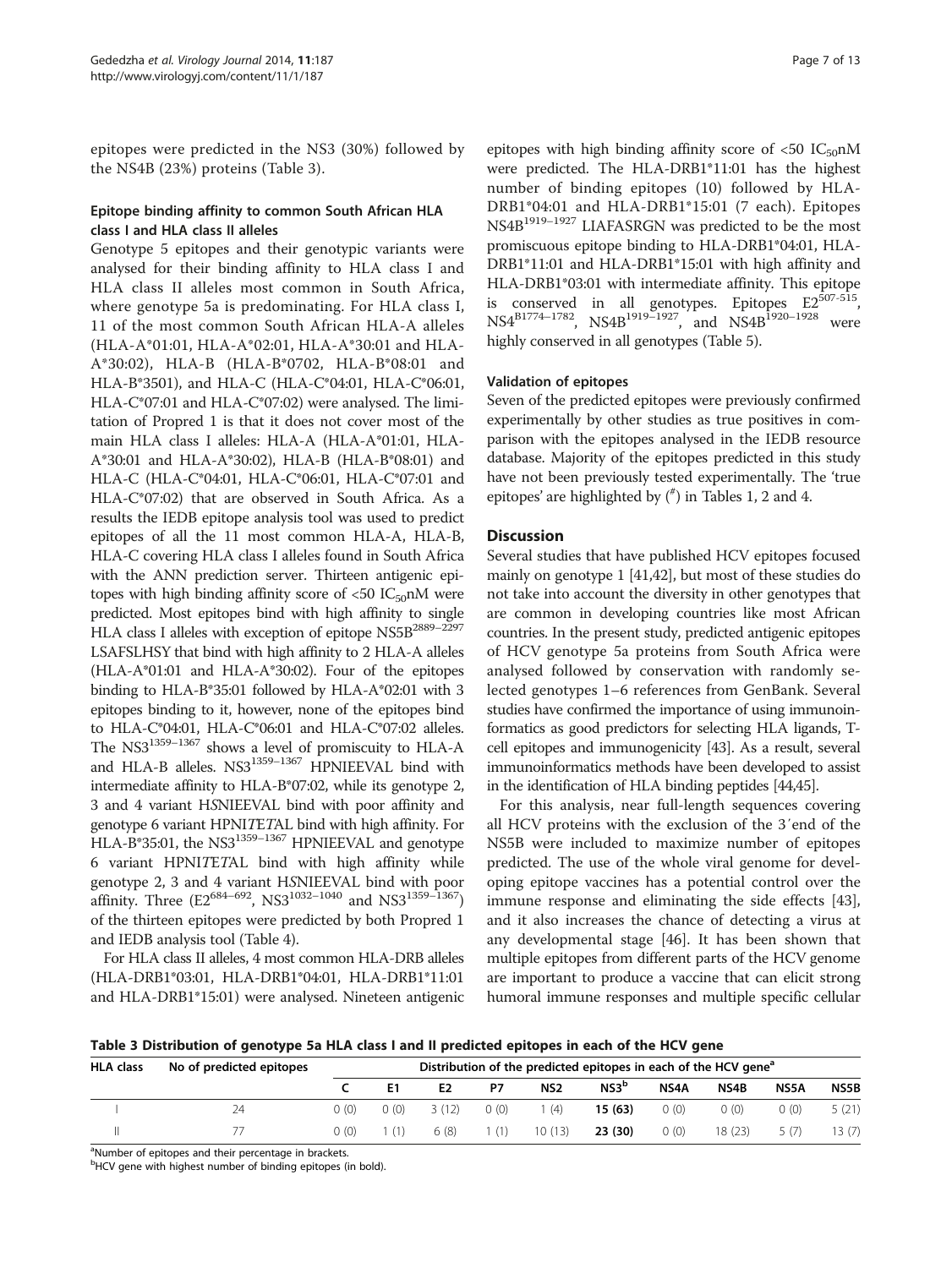epitopes were predicted in the NS3 (30%) followed by the NS4B (23%) proteins (Table 3).

### Epitope binding affinity to common South African HLA class I and HLA class II alleles

Genotype 5 epitopes and their genotypic variants were analysed for their binding affinity to HLA class I and HLA class II alleles most common in South Africa, where genotype 5a is predominating. For HLA class I, 11 of the most common South African HLA-A alleles (HLA-A*01:01, HLA-A*02:01, HLA-A*30:01 and HLA-A*30:02), HLA-B (HLA-B*0702, HLA-B*08:01 and HLA-B*3501), and HLA-C (HLA-C*04:01, HLA-C*06:01, HLA-C*07:01 and HLA-C*07:02) were analysed. The limitation of Propred 1 is that it does not cover most of the main HLA class I alleles: HLA-A (HLA-A*01:01, HLA-A*30:01 and HLA-A*30:02), HLA-B (HLA-B*08:01) and HLA-C (HLA-C*04:01, HLA-C*06:01, HLA-C*07:01 and HLA-C*07:02) that are observed in South Africa. As a results the IEDB epitope analysis tool was used to predict epitopes of all the 11 most common HLA-A, HLA-B, HLA-C covering HLA class I alleles found in South Africa with the ANN prediction server. Thirteen antigenic epitopes with high binding affinity score of <50 $IC_{50}$nM were predicted. Most epitopes bind with high affinity to single HLA class I alleles with exception of epitope NS5B$^{2889-2297}$ LSAFSLHSY that bind with high affinity to 2 HLA-A alleles (HLA-A*01:01 and HLA-A*30:02). Four of the epitopes binding to HLA-B*35:01 followed by HLA-A*02:01 with 3 epitopes binding to it, however, none of the epitopes bind to HLA-C*04:01, HLA-C*06:01 and HLA-C*07:02 alleles. The NS3$^{1359-1367}$ shows a level of promiscuity to HLA-A and HLA-B alleles. NS3$^{1359-1367}$ HPNIEEVAL bind with intermediate affinity to HLA-B*07:02, while its genotype 2, 3 and 4 variant H*S*NIEEVAL bind with poor affinity and genotype 6 variant HPNI*TET*AL bind with high affinity. For HLA-B*35:01, the NS3$^{1359-1367}$ HPNIEEVAL and genotype 6 variant HPNI*TET*AL bind with high affinity while genotype 2, 3 and 4 variant H*S*NIEEVAL bind with poor affinity. Three (E2$^{684-692}$, NS3$^{1032-1040}$ and NS3$^{1359-1367}$) of the thirteen epitopes were predicted by both Propred 1 and IEDB analysis tool (Table 4).

For HLA class II alleles, 4 most common HLA-DRB alleles (HLA-DRB1*03:01, HLA-DRB1*04:01, HLA-DRB1*11:01 and HLA-DRB1*15:01) were analysed. Nineteen antigenic epitopes with high binding affinity score of <50 $IC_{50}$nM were predicted. The HLA-DRB1*11:01 has the highest number of binding epitopes (10) followed by HLA-DRB1*04:01 and HLA-DRB1*15:01 (7 each). Epitopes NS4B$^{1919-1927}$ LIAFASRGN was predicted to be the most promiscuous epitope binding to HLA-DRB1*04:01, HLA-DRB1*11:01 and HLA-DRB1*15:01 with high affinity and HLA-DRB1*03:01 with intermediate affinity. This epitope is conserved in all genotypes. Epitopes E2$^{507-515}$, NS4$^{B1774-1782}$, NS4B$^{1919-1927}$, and NS4B$^{1920-1928}$ were highly conserved in all genotypes (Table 5).

### Validation of epitopes

Seven of the predicted epitopes were previously confirmed experimentally by other studies as true positives in comparison with the epitopes analysed in the IEDB resource database. Majority of the epitopes predicted in this study have not been previously tested experimentally. The 'true epitopes' are highlighted by (#) in Tables 1, 2 and 4.

## Discussion

Several studies that have published HCV epitopes focused mainly on genotype 1 [41,42], but most of these studies do not take into account the diversity in other genotypes that are common in developing countries like most African countries. In the present study, predicted antigenic epitopes of HCV genotype 5a proteins from South Africa were analysed followed by conservation with randomly selected genotypes 1–6 references from GenBank. Several studies have confirmed the importance of using immunoinformatics as good predictors for selecting HLA ligands, T-cell epitopes and immunogenicity [43]. As a result, several immunoinformatics methods have been developed to assist in the identification of HLA binding peptides [44,45].

For this analysis, near full-length sequences covering all HCV proteins with the exclusion of the 3′end of the NS5B were included to maximize number of epitopes predicted. The use of the whole viral genome for developing epitope vaccines has a potential control over the immune response and eliminating the side effects [43], and it also increases the chance of detecting a virus at any developmental stage [46]. It has been shown that multiple epitopes from different parts of the HCV genome are important to produce a vaccine that can elicit strong humoral immune responses and multiple specific cellular

**Table 3 Distribution of genotype 5a HLA class I and II predicted epitopes in each of the HCV gene**

| HLA class | No of predicted epitopes | Distribution of the predicted epitopes in each of the HCV gene[a] | | | | | | | | | |
|---|---|---|---|---|---|---|---|---|---|---|---|
| | | C | E1 | E2 | P7 | NS2 | NS3[b] | NS4A | NS4B | NS5A | NS5B |
| I | 24 | 0 (0) | 0 (0) | 3 (12) | 0 (0) | 1 (4) | **15 (63)** | 0 (0) | 0 (0) | 0 (0) | 5 (21) |
| II | 77 | 0 (0) | 1 (1) | 6 (8) | 1 (1) | 10 (13) | **23 (30)** | 0 (0) | 18 (23) | 5 (7) | 13 (7) |

[a]Number of epitopes and their percentage in brackets.
[b]HCV gene with highest number of binding epitopes (in bold).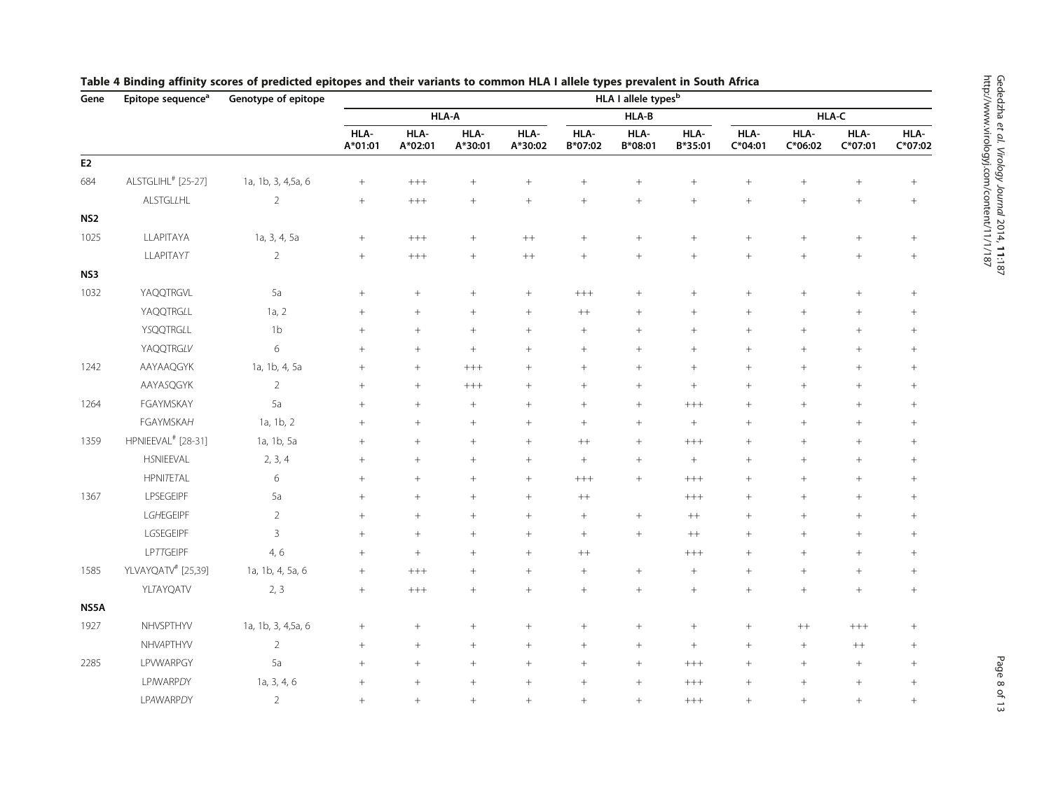**Table 4 Binding affinity scores of predicted epitopes and their variants to common HLA I allele types prevalent in South Africa**

| Gene | Epitope sequence[a] | Genotype of epitope | HLA I allele types[b] | | | | | | | | | | |
|---|---|---|---|---|---|---|---|---|---|---|---|---|---|
| | | | HLA-A | | | | HLA-B | | | HLA-C | | | |
| | | | HLA-A*01:01 | HLA-A*02:01 | HLA-A*30:01 | HLA-A*30:02 | HLA-B*07:02 | HLA-B*08:01 | HLA-B*35:01 | HLA-C*04:01 | HLA-C*06:02 | HLA-C*07:01 | HLA-C*07:02 |
| **E2** | | | | | | | | | | | | | |
| 684 | ALSTGLIHL[#] [25-27] | 1a, 1b, 3, 4,5a, 6 | + | +++ | + | + | + | + | + | + | + | + | + |
| | ALSTGL*L*HL | 2 | + | +++ | + | + | + | + | + | + | + | + | + |
| **NS2** | | | | | | | | | | | | | |
| 1025 | LLAPITAYA | 1a, 3, 4, 5a | + | +++ | + | ++ | + | + | + | + | + | + | + |
| | LLAPITAY*T* | 2 | + | +++ | + | ++ | + | + | + | + | + | + | + |
| **NS3** | | | | | | | | | | | | | |
| 1032 | YAQQTRGVL | 5a | + | + | + | + | +++ | + | + | + | + | + | + |
| | YAQQTRG*L*L | 1a, 2 | + | + | + | + | ++ | + | + | + | + | + | + |
| | Y*S*QQTRG*L*L | 1b | + | + | + | + | + | + | + | + | + | + | + |
| | YAQQTRG*LV* | 6 | + | + | + | + | + | + | + | + | + | + | + |
| 1242 | AAYAAQGYK | 1a, 1b, 4, 5a | + | + | +++ | + | + | + | + | + | + | + | + |
| | AAYA*S*QGYK | 2 | + | + | +++ | + | + | + | + | + | + | + | + |
| 1264 | FGAYMSKAY | 5a | + | + | + | + | + | + | +++ | + | + | + | + |
| | FGAYMSKA*H* | 1a, 1b, 2 | + | + | + | + | + | + | + | + | + | + | + |
| 1359 | HPNIEEVAL[#] [28-31] | 1a, 1b, 5a | + | + | + | + | ++ | + | +++ | + | + | + | + |
| | H*S*NIEEVAL | 2, 3, 4 | + | + | + | + | + | + | + | + | + | + | + |
| | HPNI*T*E*T*AL | 6 | + | + | + | + | +++ | + | +++ | + | + | + | + |
| 1367 | LPSEGEIPF | 5a | + | + | + | + | ++ | | +++ | + | + | + | + |
| | L*GH*EGEIPF | 2 | + | + | + | + | + | + | ++ | + | + | + | + |
| | L*G*SEGEIPF | 3 | + | + | + | + | + | + | ++ | + | + | + | + |
| | LP*TT*GEIPF | 4, 6 | + | + | + | + | ++ | | +++ | + | + | + | + |
| 1585 | YLVAYQATV[#] [25,39] | 1a, 1b, 4, 5a, 6 | + | +++ | + | + | + | + | + | + | + | + | + |
| | YL*T*AYQATV | 2, 3 | + | +++ | + | + | + | + | + | + | + | + | + |
| **NS5A** | | | | | | | | | | | | | |
| 1927 | NHVSPTHYV | 1a, 1b, 3, 4,5a, 6 | + | + | + | + | + | + | + | + | ++ | +++ | + |
| | NHV*A*PTHYV | 2 | + | + | + | + | + | + | + | + | + | ++ | + |
| 2285 | LPVWARPGY | 5a | + | + | + | + | + | + | +++ | + | + | + | + |
| | LP*I*WARP*D*Y | 1a, 3, 4, 6 | + | + | + | + | + | + | +++ | + | + | + | + |
| | LP*A*WARP*D*Y | 2 | + | + | + | + | + | + | +++ | + | + | + | + |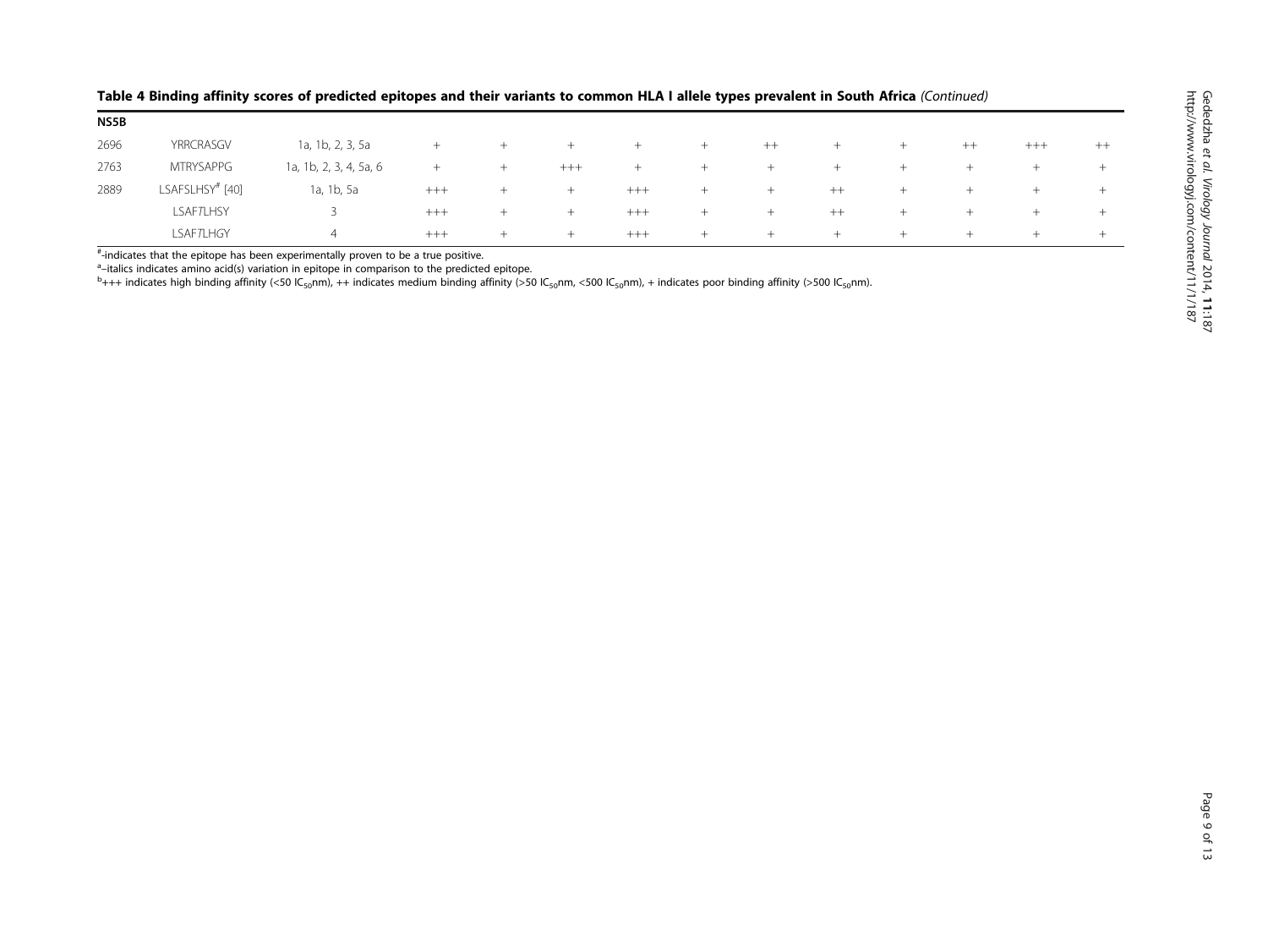**Table 4 Binding affinity scores of predicted epitopes and their variants to common HLA I allele types prevalent in South Africa** *(Continued)*

| | | | | | | | | | | | | | |
|---|---|---|---|---|---|---|---|---|---|---|---|---|---|
| **NS5B** | | | | | | | | | | | | | |
| 2696 | YRRCRASGV | 1a, 1b, 2, 3, 5a | + | + | + | + | + | ++ | + | + | ++ | +++ | ++ |
| 2763 | MTRYSAPPG | 1a, 1b, 2, 3, 4, 5a, 6 | + | + | +++ | + | + | + | + | + | + | + | + |
| 2889 | LSAFSLHSY[#] [40] | 1a, 1b, 5a | +++ | + | + | +++ | + | + | ++ | + | + | + | + |
| | LSAF*T*LHSY | 3 | +++ | + | + | +++ | + | + | ++ | + | + | + | + |
| | LSAF*T*LH*G*Y | 4 | +++ | + | + | +++ | + | + | + | + | + | + | + |

[#]-indicates that the epitope has been experimentally proven to be a true positive.

[a]–italics indicates amino acid(s) variation in epitope in comparison to the predicted epitope.

[b]+++ indicates high binding affinity (<50 $IC_{50}$nm), ++ indicates medium binding affinity (>50 $IC_{50}$nm, <500 $IC_{50}$nm), + indicates poor binding affinity (>500 $IC_{50}$nm).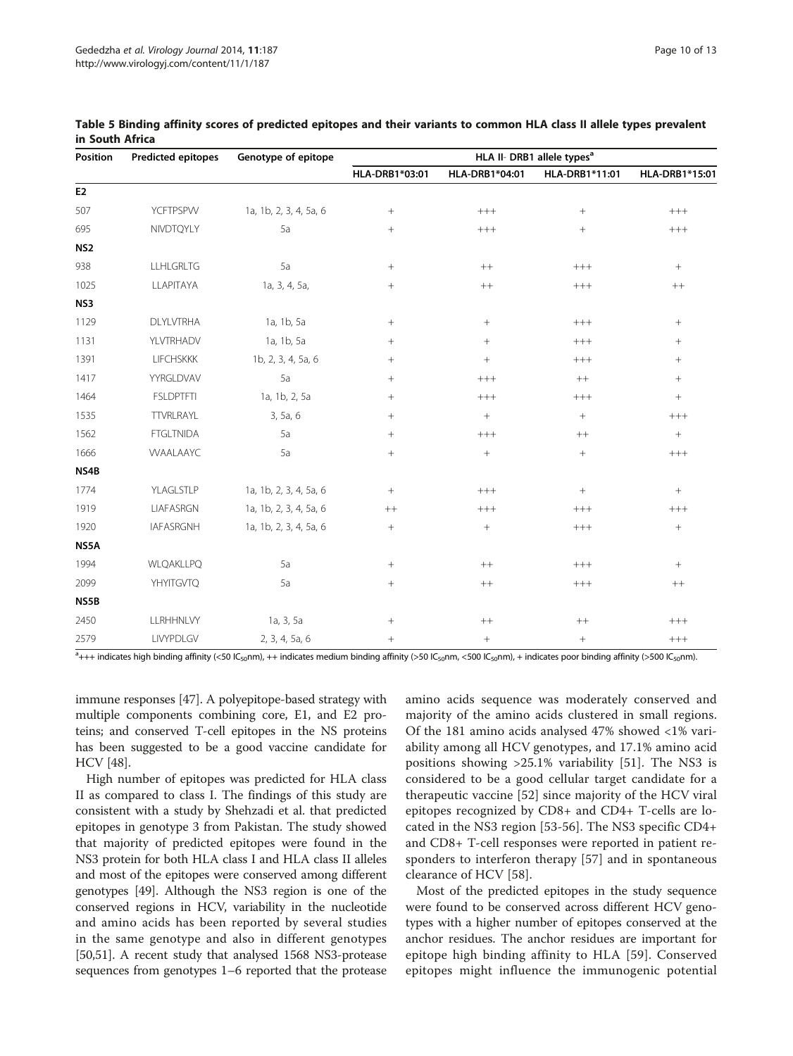**Table 5 Binding affinity scores of predicted epitopes and their variants to common HLA class II allele types prevalent in South Africa**

| Position | Predicted epitopes | Genotype of epitope | HLA II- DRB1 allele types[a] | | | |
|---|---|---|---|---|---|---|
| | | | HLA-DRB1*03:01 | HLA-DRB1*04:01 | HLA-DRB1*11:01 | HLA-DRB1*15:01 |
| **E2** | | | | | | |
| 507 | YCFTPSPVV | 1a, 1b, 2, 3, 4, 5a, 6 | + | +++ | + | +++ |
| 695 | NIVDTQYLY | 5a | + | +++ | + | +++ |
| **NS2** | | | | | | |
| 938 | LLHLGRLTG | 5a | + | ++ | +++ | + |
| 1025 | LLAPITAYA | 1a, 3, 4, 5a, | + | ++ | +++ | ++ |
| **NS3** | | | | | | |
| 1129 | DLYLVTRHA | 1a, 1b, 5a | + | + | +++ | + |
| 1131 | YLVTRHADV | 1a, 1b, 5a | + | + | +++ | + |
| 1391 | LIFCHSKKK | 1b, 2, 3, 4, 5a, 6 | + | + | +++ | + |
| 1417 | YYRGLDVAV | 5a | + | +++ | ++ | + |
| 1464 | FSLDPTFTI | 1a, 1b, 2, 5a | + | +++ | +++ | + |
| 1535 | TTVRLRAYL | 3, 5a, 6 | + | + | + | +++ |
| 1562 | FTGLTNIDA | 5a | + | +++ | ++ | + |
| 1666 | VVAALAAYC | 5a | + | + | + | +++ |
| **NS4B** | | | | | | |
| 1774 | YLAGLSTLP | 1a, 1b, 2, 3, 4, 5a, 6 | + | +++ | + | + |
| 1919 | LIAFASRGN | 1a, 1b, 2, 3, 4, 5a, 6 | ++ | +++ | +++ | +++ |
| 1920 | IAFASRGNH | 1a, 1b, 2, 3, 4, 5a, 6 | + | + | +++ | + |
| **NS5A** | | | | | | |
| 1994 | WLQAKLLPQ | 5a | + | ++ | +++ | + |
| 2099 | YHYITGVTQ | 5a | + | ++ | +++ | ++ |
| **NS5B** | | | | | | |
| 2450 | LLRHHNLVY | 1a, 3, 5a | + | ++ | ++ | +++ |
| 2579 | LIVYPDLGV | 2, 3, 4, 5a, 6 | + | + | + | +++ |

[a]+++ indicates high binding affinity (<50 $IC_{50}$nm), ++ indicates medium binding affinity (>50 $IC_{50}$nm, <500 $IC_{50}$nm), + indicates poor binding affinity (>500 $IC_{50}$nm).

immune responses [47]. A polyepitope-based strategy with multiple components combining core, E1, and E2 proteins; and conserved T-cell epitopes in the NS proteins has been suggested to be a good vaccine candidate for HCV [48].

High number of epitopes was predicted for HLA class II as compared to class I. The findings of this study are consistent with a study by Shehzadi et al. that predicted epitopes in genotype 3 from Pakistan. The study showed that majority of predicted epitopes were found in the NS3 protein for both HLA class I and HLA class II alleles and most of the epitopes were conserved among different genotypes [49]. Although the NS3 region is one of the conserved regions in HCV, variability in the nucleotide and amino acids has been reported by several studies in the same genotype and also in different genotypes [50,51]. A recent study that analysed 1568 NS3-protease sequences from genotypes 1–6 reported that the protease amino acids sequence was moderately conserved and majority of the amino acids clustered in small regions. Of the 181 amino acids analysed 47% showed <1% variability among all HCV genotypes, and 17.1% amino acid positions showing >25.1% variability [51]. The NS3 is considered to be a good cellular target candidate for a therapeutic vaccine [52] since majority of the HCV viral epitopes recognized by CD8+ and CD4+ T-cells are located in the NS3 region [53-56]. The NS3 specific CD4+ and CD8+ T-cell responses were reported in patient responders to interferon therapy [57] and in spontaneous clearance of HCV [58].

Most of the predicted epitopes in the study sequence were found to be conserved across different HCV genotypes with a higher number of epitopes conserved at the anchor residues. The anchor residues are important for epitope high binding affinity to HLA [59]. Conserved epitopes might influence the immunogenic potential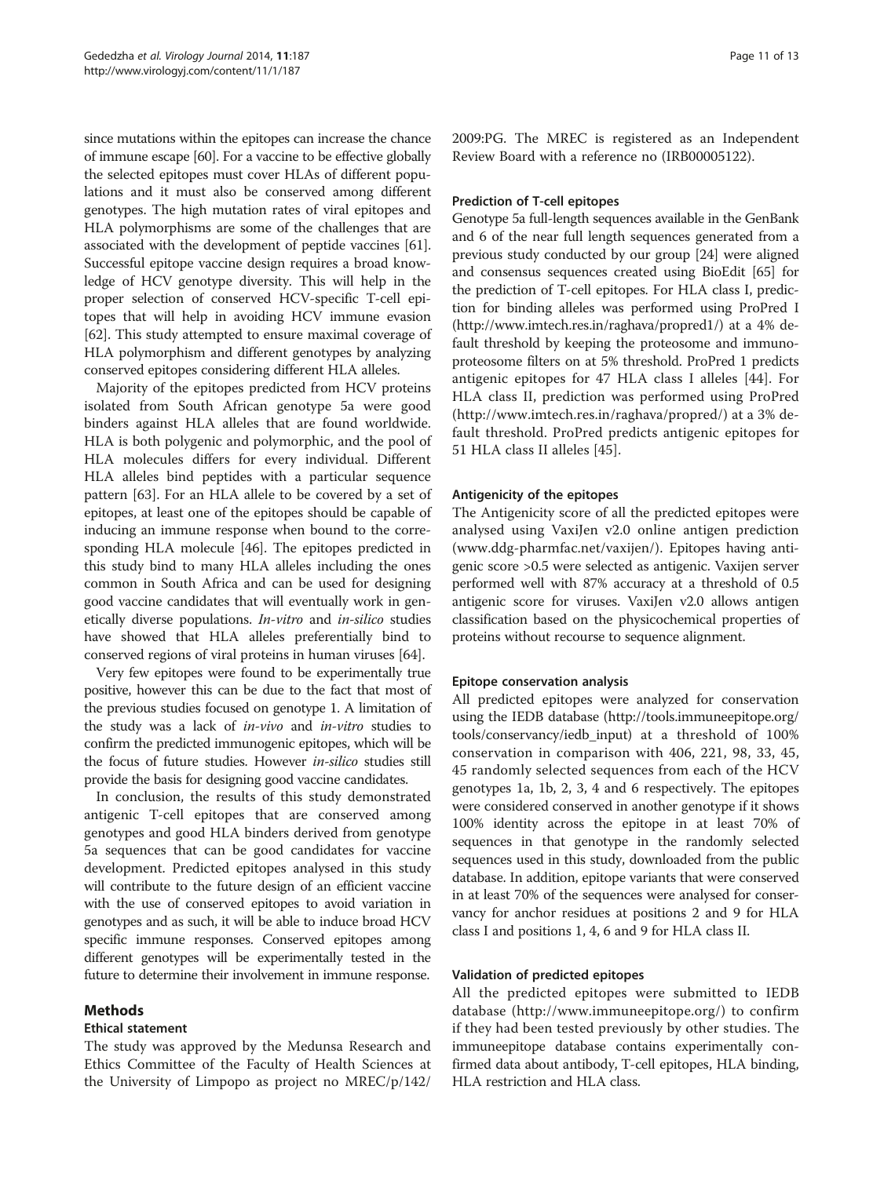since mutations within the epitopes can increase the chance of immune escape [60]. For a vaccine to be effective globally the selected epitopes must cover HLAs of different populations and it must also be conserved among different genotypes. The high mutation rates of viral epitopes and HLA polymorphisms are some of the challenges that are associated with the development of peptide vaccines [61]. Successful epitope vaccine design requires a broad knowledge of HCV genotype diversity. This will help in the proper selection of conserved HCV-specific T-cell epitopes that will help in avoiding HCV immune evasion [62]. This study attempted to ensure maximal coverage of HLA polymorphism and different genotypes by analyzing conserved epitopes considering different HLA alleles.

Majority of the epitopes predicted from HCV proteins isolated from South African genotype 5a were good binders against HLA alleles that are found worldwide. HLA is both polygenic and polymorphic, and the pool of HLA molecules differs for every individual. Different HLA alleles bind peptides with a particular sequence pattern [63]. For an HLA allele to be covered by a set of epitopes, at least one of the epitopes should be capable of inducing an immune response when bound to the corresponding HLA molecule [46]. The epitopes predicted in this study bind to many HLA alleles including the ones common in South Africa and can be used for designing good vaccine candidates that will eventually work in genetically diverse populations. *In-vitro* and *in-silico* studies have showed that HLA alleles preferentially bind to conserved regions of viral proteins in human viruses [64].

Very few epitopes were found to be experimentally true positive, however this can be due to the fact that most of the previous studies focused on genotype 1. A limitation of the study was a lack of *in-vivo* and *in-vitro* studies to confirm the predicted immunogenic epitopes, which will be the focus of future studies. However *in-silico* studies still provide the basis for designing good vaccine candidates.

In conclusion, the results of this study demonstrated antigenic T-cell epitopes that are conserved among genotypes and good HLA binders derived from genotype 5a sequences that can be good candidates for vaccine development. Predicted epitopes analysed in this study will contribute to the future design of an efficient vaccine with the use of conserved epitopes to avoid variation in genotypes and as such, it will be able to induce broad HCV specific immune responses. Conserved epitopes among different genotypes will be experimentally tested in the future to determine their involvement in immune response.

## Methods

### Ethical statement

The study was approved by the Medunsa Research and Ethics Committee of the Faculty of Health Sciences at the University of Limpopo as project no MREC/p/142/2009:PG. The MREC is registered as an Independent Review Board with a reference no (IRB00005122).

### Prediction of T-cell epitopes

Genotype 5a full-length sequences available in the GenBank and 6 of the near full length sequences generated from a previous study conducted by our group [24] were aligned and consensus sequences created using BioEdit [65] for the prediction of T-cell epitopes. For HLA class I, prediction for binding alleles was performed using ProPred I (http://www.imtech.res.in/raghava/propred1/) at a 4% default threshold by keeping the proteosome and immunoproteosome filters on at 5% threshold. ProPred 1 predicts antigenic epitopes for 47 HLA class I alleles [44]. For HLA class II, prediction was performed using ProPred (http://www.imtech.res.in/raghava/propred/) at a 3% default threshold. ProPred predicts antigenic epitopes for 51 HLA class II alleles [45].

### Antigenicity of the epitopes

The Antigenicity score of all the predicted epitopes were analysed using VaxiJen v2.0 online antigen prediction (www.ddg-pharmfac.net/vaxijen/). Epitopes having antigenic score >0.5 were selected as antigenic. Vaxijen server performed well with 87% accuracy at a threshold of 0.5 antigenic score for viruses. VaxiJen v2.0 allows antigen classification based on the physicochemical properties of proteins without recourse to sequence alignment.

### Epitope conservation analysis

All predicted epitopes were analyzed for conservation using the IEDB database (http://tools.immuneepitope.org/tools/conservancy/iedb_input) at a threshold of 100% conservation in comparison with 406, 221, 98, 33, 45, 45 randomly selected sequences from each of the HCV genotypes 1a, 1b, 2, 3, 4 and 6 respectively. The epitopes were considered conserved in another genotype if it shows 100% identity across the epitope in at least 70% of sequences in that genotype in the randomly selected sequences used in this study, downloaded from the public database. In addition, epitope variants that were conserved in at least 70% of the sequences were analysed for conservancy for anchor residues at positions 2 and 9 for HLA class I and positions 1, 4, 6 and 9 for HLA class II.

### Validation of predicted epitopes

All the predicted epitopes were submitted to IEDB database (http://www.immuneepitope.org/) to confirm if they had been tested previously by other studies. The immuneepitope database contains experimentally confirmed data about antibody, T-cell epitopes, HLA binding, HLA restriction and HLA class.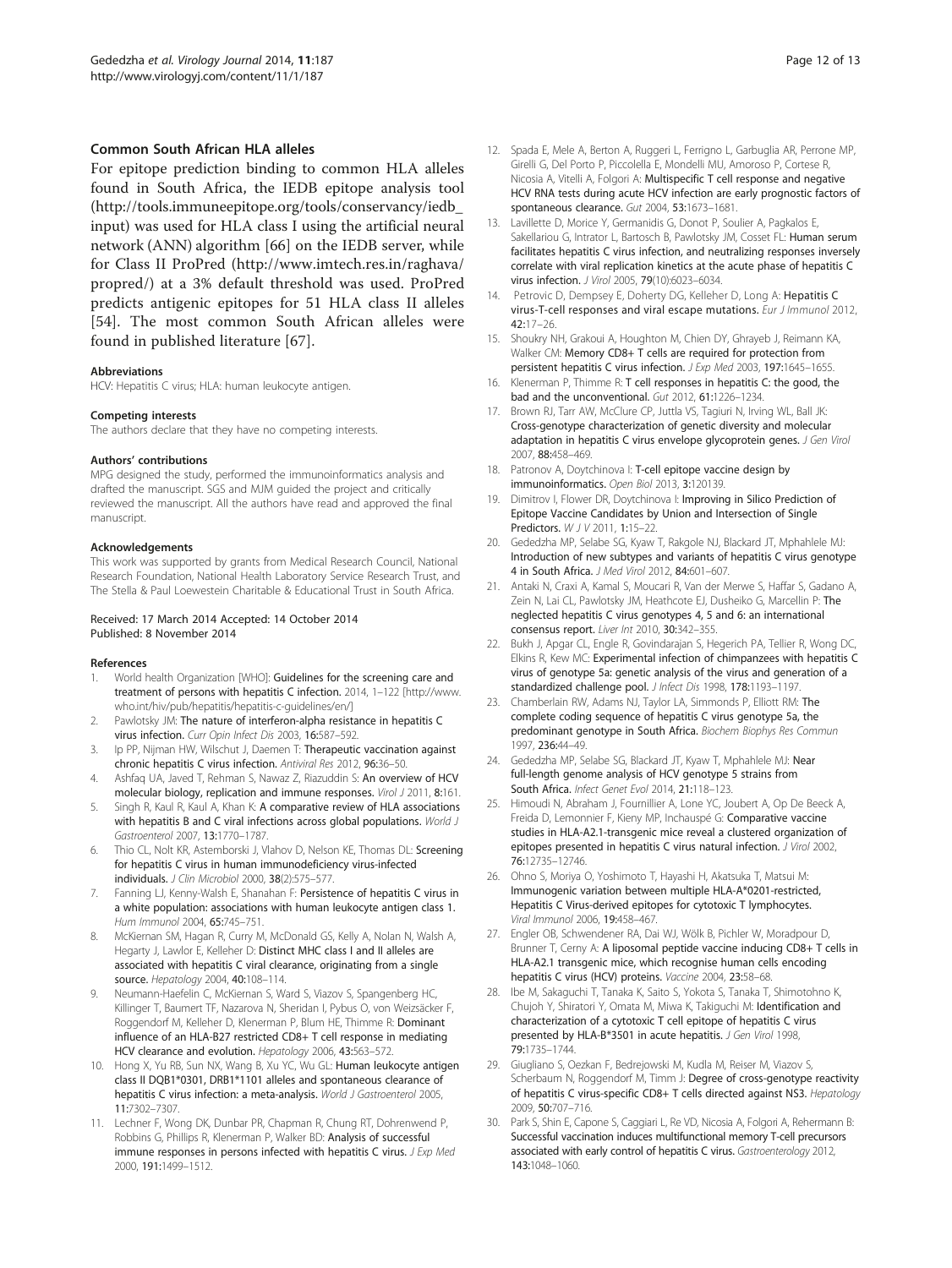### Common South African HLA alleles

For epitope prediction binding to common HLA alleles found in South Africa, the IEDB epitope analysis tool (http://tools.immuneepitope.org/tools/conservancy/iedb_input) was used for HLA class I using the artificial neural network (ANN) algorithm [66] on the IEDB server, while for Class II ProPred (http://www.imtech.res.in/raghava/propred/) at a 3% default threshold was used. ProPred predicts antigenic epitopes for 51 HLA class II alleles [54]. The most common South African alleles were found in published literature [67].

#### Abbreviations

HCV: Hepatitis C virus; HLA: human leukocyte antigen.

#### Competing interests

The authors declare that they have no competing interests.

#### Authors' contributions

MPG designed the study, performed the immunoinformatics analysis and drafted the manuscript. SGS and MJM guided the project and critically reviewed the manuscript. All the authors have read and approved the final manuscript.

#### Acknowledgements

This work was supported by grants from Medical Research Council, National Research Foundation, National Health Laboratory Service Research Trust, and The Stella & Paul Loewestein Charitable & Educational Trust in South Africa.

Received: 17 March 2014 Accepted: 14 October 2014
Published: 8 November 2014

#### References

1. World health Organization [WHO]: **Guidelines for the screening care and treatment of persons with hepatitis C infection.** 2014, 1–122 [http://www.who.int/hiv/pub/hepatitis/hepatitis-c-guidelines/en/]
2. Pawlotsky JM: **The nature of interferon-alpha resistance in hepatitis C virus infection.** *Curr Opin Infect Dis* 2003, **16:**587–592.
3. Ip PP, Nijman HW, Wilschut J, Daemen T: **Therapeutic vaccination against chronic hepatitis C virus infection.** *Antiviral Res* 2012, **96:**36–50.
4. Ashfaq UA, Javed T, Rehman S, Nawaz Z, Riazuddin S: **An overview of HCV molecular biology, replication and immune responses.** *Virol J* 2011, **8:**161.
5. Singh R, Kaul R, Kaul A, Khan K: **A comparative review of HLA associations with hepatitis B and C viral infections across global populations.** *World J Gastroenterol* 2007, **13:**1770–1787.
6. Thio CL, Nolt KR, Astemborski J, Vlahov D, Nelson KE, Thomas DL: **Screening for hepatitis C virus in human immunodeficiency virus-infected individuals.** *J Clin Microbiol* 2000, **38**(2):575–577.
7. Fanning LJ, Kenny-Walsh E, Shanahan F: **Persistence of hepatitis C virus in a white population: associations with human leukocyte antigen class 1.** *Hum Immunol* 2004, **65:**745–751.
8. McKiernan SM, Hagan R, Curry M, McDonald GS, Kelly A, Nolan N, Walsh A, Hegarty J, Lawlor E, Kelleher D: **Distinct MHC class I and II alleles are associated with hepatitis C viral clearance, originating from a single source.** *Hepatology* 2004, **40:**108–114.
9. Neumann-Haefelin C, McKiernan S, Ward S, Viazov S, Spangenberg HC, Killinger T, Baumert TF, Nazarova N, Sheridan I, Pybus O, von Weizsäcker F, Roggendorf M, Kelleher D, Klenerman P, Blum HE, Thimme R: **Dominant influence of an HLA-B27 restricted CD8+ T cell response in mediating HCV clearance and evolution.** *Hepatology* 2006, **43:**563–572.
10. Hong X, Yu RB, Sun NX, Wang B, Xu YC, Wu GL: **Human leukocyte antigen class II DQB1*0301, DRB1*1101 alleles and spontaneous clearance of hepatitis C virus infection: a meta-analysis.** *World J Gastroenterol* 2005, **11:**7302–7307.
11. Lechner F, Wong DK, Dunbar PR, Chapman R, Chung RT, Dohrenwend P, Robbins G, Phillips R, Klenerman P, Walker BD: **Analysis of successful immune responses in persons infected with hepatitis C virus.** *J Exp Med* 2000, **191:**1499–1512.
12. Spada E, Mele A, Berton A, Ruggeri L, Ferrigno L, Garbuglia AR, Perrone MP, Girelli G, Del Porto P, Piccolella E, Mondelli MU, Amoroso P, Cortese R, Nicosia A, Vitelli A, Folgori A: **Multispecific T cell response and negative HCV RNA tests during acute HCV infection are early prognostic factors of spontaneous clearance.** *Gut* 2004, **53:**1673–1681.
13. Lavillette D, Morice Y, Germanidis G, Donot P, Soulier A, Pagkalos E, Sakellariou G, Intrator L, Bartosch B, Pawlotsky JM, Cosset FL: **Human serum facilitates hepatitis C virus infection, and neutralizing responses inversely correlate with viral replication kinetics at the acute phase of hepatitis C virus infection.** *J Virol* 2005, **79**(10):6023–6034.
14. Petrovic D, Dempsey E, Doherty DG, Kelleher D, Long A: **Hepatitis C virus-T-cell responses and viral escape mutations.** *Eur J Immunol* 2012, **42:**17–26.
15. Shoukry NH, Grakoui A, Houghton M, Chien DY, Ghrayeb J, Reimann KA, Walker CM: **Memory CD8+ T cells are required for protection from persistent hepatitis C virus infection.** *J Exp Med* 2003, **197:**1645–1655.
16. Klenerman P, Thimme R: **T cell responses in hepatitis C: the good, the bad and the unconventional.** *Gut* 2012, **61:**1226–1234.
17. Brown RJ, Tarr AW, McClure CP, Juttla VS, Tagiuri N, Irving WL, Ball JK: **Cross-genotype characterization of genetic diversity and molecular adaptation in hepatitis C virus envelope glycoprotein genes.** *J Gen Virol* 2007, **88:**458–469.
18. Patronov A, Doytchinova I: **T-cell epitope vaccine design by immunoinformatics.** *Open Biol* 2013, **3:**120139.
19. Dimitrov I, Flower DR, Doytchinova I: **Improving in Silico Prediction of Epitope Vaccine Candidates by Union and Intersection of Single Predictors.** *W J V* 2011, **1:**15–22.
20. Gededzha MP, Selabe SG, Kyaw T, Rakgole NJ, Blackard JT, Mphahlele MJ: **Introduction of new subtypes and variants of hepatitis C virus genotype 4 in South Africa.** *J Med Virol* 2012, **84:**601–607.
21. Antaki N, Craxi A, Kamal S, Moucari R, Van der Merwe S, Haffar S, Gadano A, Zein N, Lai CL, Pawlotsky JM, Heathcote EJ, Dusheiko G, Marcellin P: **The neglected hepatitis C virus genotypes 4, 5 and 6: an international consensus report.** *Liver Int* 2010, **30:**342–355.
22. Bukh J, Apgar CL, Engle R, Govindarajan S, Hegerich PA, Tellier R, Wong DC, Elkins R, Kew MC: **Experimental infection of chimpanzees with hepatitis C virus of genotype 5a: genetic analysis of the virus and generation of a standardized challenge pool.** *J Infect Dis* 1998, **178:**1193–1197.
23. Chamberlain RW, Adams NJ, Taylor LA, Simmonds P, Elliott RM: **The complete coding sequence of hepatitis C virus genotype 5a, the predominant genotype in South Africa.** *Biochem Biophys Res Commun* 1997, **236:**44–49.
24. Gededzha MP, Selabe SG, Blackard JT, Kyaw T, Mphahlele MJ: **Near full-length genome analysis of HCV genotype 5 strains from South Africa.** *Infect Genet Evol* 2014, **21:**118–123.
25. Himoudi N, Abraham J, Fournillier A, Lone YC, Joubert A, Op De Beeck A, Freida D, Lemonnier F, Kieny MP, Inchauspé G: **Comparative vaccine studies in HLA-A2.1-transgenic mice reveal a clustered organization of epitopes presented in hepatitis C virus natural infection.** *J Virol* 2002, **76:**12735–12746.
26. Ohno S, Moriya O, Yoshimoto T, Hayashi H, Akatsuka T, Matsui M: **Immunogenic variation between multiple HLA-A*0201-restricted, Hepatitis C Virus-derived epitopes for cytotoxic T lymphocytes.** *Viral Immunol* 2006, **19:**458–467.
27. Engler OB, Schwendener RA, Dai WJ, Wölk B, Pichler W, Moradpour D, Brunner T, Cerny A: **A liposomal peptide vaccine inducing CD8+ T cells in HLA-A2.1 transgenic mice, which recognise human cells encoding hepatitis C virus (HCV) proteins.** *Vaccine* 2004, **23:**58–68.
28. Ibe M, Sakaguchi T, Tanaka K, Saito S, Yokota S, Tanaka T, Shimotohno K, Chujoh Y, Shiratori Y, Omata M, Miwa K, Takiguchi M: **Identification and characterization of a cytotoxic T cell epitope of hepatitis C virus presented by HLA-B*3501 in acute hepatitis.** *J Gen Virol* 1998, **79:**1735–1744.
29. Giugliano S, Oezkan F, Bedrejowski M, Kudla M, Reiser M, Viazov S, Scherbaum N, Roggendorf M, Timm J: **Degree of cross-genotype reactivity of hepatitis C virus-specific CD8+ T cells directed against NS3.** *Hepatology* 2009, **50:**707–716.
30. Park S, Shin E, Capone S, Caggiari L, Re VD, Nicosia A, Folgori A, Rehermann B: **Successful vaccination induces multifunctional memory T-cell precursors associated with early control of hepatitis C virus.** *Gastroenterology* 2012, **143:**1048–1060.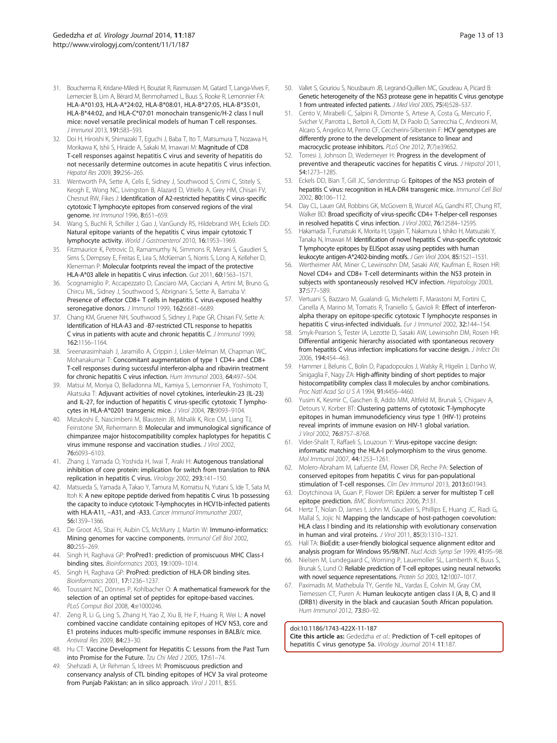31. Boucherma R, Kridane-Miledi H, Bouziat R, Rasmussen M, Gatard T, Langa-Vives F, Lemercier B, Lim A, Bérard M, Benmohamed L, Buus S, Rooke R, Lemonnier FA: **HLA-A*01:03, HLA-A*24:02, HLA-B*08:01, HLA-B*27:05, HLA-B*35:01, HLA-B*44:02, and HLA-C*07:01 monochain transgenic/H-2 class I null mice: novel versatile preclinical models of human T cell responses.** *J Immunol* 2013, **191:**583–593.
32. Doi H, Hiroishi K, Shimazaki T, Eguchi J, Baba T, Ito T, Matsumura T, Nozawa H, Morikawa K, Ishii S, Hiraide A, Sakaki M, Imawari M: **Magnitude of CD8 T-cell responses against hepatitis C virus and severity of hepatitis do not necessarily determine outcomes in acute hepatitis C virus infection.** *Hepatol Res* 2009, **39:**256–265.
33. Wentworth PA, Sette A, Celis E, Sidney J, Southwood S, Crimi C, Stitely S, Keogh E, Wong NC, Livingston B, Alazard D, Vitiello A, Grey HM, Chisari FV, Chesnut RW, Fikes J: **Identification of A2-restricted hepatitis C virus-specific cytotoxic T lymphocyte epitopes from conserved regions of the viral genome.** *Int Immunol* 1996, **8:**651–659.
34. Wang S, Buchli R, Schiller J, Gao J, VanGundy RS, Hildebrand WH, Eckels DD: **Natural epitope variants of the hepatitis C virus impair cytotoxic T lymphocyte activity.** *World J Gastroenterol* 2010, **16:**1953–1969.
35. Fitzmaurice K, Petrovic D, Ramamurthy N, Simmons R, Merani S, Gaudieri S, Sims S, Dempsey E, Freitas E, Lea S, McKiernan S, Norris S, Long A, Kelleher D, Klenerman P: **Molecular footprints reveal the impact of the protective HLA-A*03 allele in hepatitis C virus infection.** *Gut* 2011, **60:**1563–1571.
36. Scognamiglio P, Accapezzato D, Casciaro MA, Cacciani A, Artini M, Bruno G, Chircu ML, Sidney J, Southwood S, Abrignani S, Sette A, Barnaba V: **Presence of effector CD8+ T cells in hepatitis C virus-exposed healthy seronegative donors.** *J Immunol* 1999, **162:**6681–6689.
37. Chang KM, Gruener NH, Southwood S, Sidney J, Pape GR, Chisari FV, Sette A: **Identification of HLA-A3 and -B7-restricted CTL response to hepatitis C virus in patients with acute and chronic hepatitis C.** *J Immunol* 1999, **162:**1156–1164.
38. Sreenarasimhaiah J, Jaramillo A, Crippin J, Lisker-Melman M, Chapman WC, Mohanakumar T: **Concomitant augmentation of type 1 CD4+ and CD8+ T-cell responses during successful interferon-alpha and ribavirin treatment for chronic hepatitis C virus infection.** *Hum Immunol* 2003, **64:**497–504.
39. Matsui M, Moriya O, Belladonna ML, Kamiya S, Lemonnier FA, Yoshimoto T, Akatsuka T: **Adjuvant activities of novel cytokines, interleukin-23 (IL-23) and IL-27, for induction of hepatitis C virus-specific cytotoxic T lymphocytes in HLA-A*0201 transgenic mice.** *J Virol* 2004, **78:**9093–9104.
40. Mizukoshi E, Nascimbeni M, Blaustein JB, Mihalik K, Rice CM, Liang TJ, Feinstone SM, Rehermann B: **Molecular and immunological significance of chimpanzee major histocompatibility complex haplotypes for hepatitis C virus immune response and vaccination studies.** *J Virol* 2002, **76:**6093–6103.
41. Zhang J, Yamada O, Yoshida H, Iwai T, Araki H: **Autogenous translational inhibition of core protein: implication for switch from translation to RNA replication in hepatitis C virus.** *Virology* 2002, **293:**141–150.
42. Matsueda S, Yamada A, Takao Y, Tamura M, Komatsu N, Yutani S, Ide T, Sata M, Itoh K: **A new epitope peptide derived from hepatitis C virus 1b possessing the capacity to induce cytotoxic T-lymphocytes in HCV1b-infected patients with HLA-A11, −A31, and -A33.** *Cancer Immunol Immunother* 2007, **56:**1359–1366.
43. De Groot AS, Sbai H, Aubin CS, McMurry J, Martin W: **Immuno-informatics: Mining genomes for vaccine components.** *Immunol Cell Biol* 2002, **80:**255–269.
44. Singh H, Raghava GP: **ProPred1: prediction of promiscuous MHC Class-I binding sites.** *Bioinformatics* 2003, **19:**1009–1014.
45. Singh H, Raghava GP: **ProPred: prediction of HLA-DR binding sites.** *Bioinformatics* 2001, **17:**1236–1237.
46. Toussaint NC, Dönnes P, Kohlbacher O: **A mathematical framework for the selection of an optimal set of peptides for epitope-based vaccines.** *PLoS Comput Biol* 2008, **4:**e1000246.
47. Zeng R, Li G, Ling S, Zhang H, Yao Z, Xiu B, He F, Huang R, Wei L: **A novel combined vaccine candidate containing epitopes of HCV NS3, core and E1 proteins induces multi-specific immune responses in BALB/c mice.** *Antiviral Res* 2009, **84:**23–30.
48. Hu CT: **Vaccine Development for Hepatitis C: Lessons from the Past Turn into Promise for the Future.** *Tzu Chi Med J* 2005, **17:**61–74.
49. Shehzadi A, Ur Rehman S, Idrees M: **Promiscuous prediction and conservancy analysis of CTL binding epitopes of HCV 3a viral proteome from Punjab Pakistan: an in silico approach.** *Virol J* 2011, **8:**55.
50. Vallet S, Gouriou S, Nousbaum JB, Legrand-Quillien MC, Goudeau A, Picard B: **Genetic heterogeneity of the NS3 protease gene in hepatitis C virus genotype 1 from untreated infected patients.** *J Med Virol* 2005, **75**(4):528–537.
51. Cento V, Mirabelli C, Salpini R, Dimonte S, Artese A, Costa G, Mercurio F, Svicher V, Parrotta L, Bertoli A, Ciotti M, Di Paolo D, Sarrecchia C, Andreoni M, Alcaro S, Angelico M, Perno CF, Ceccherini-Silberstein F: **HCV genotypes are differently prone to the development of resistance to linear and macrocyclic protease inhibitors.** *PLoS One* 2012, **7**(7):e39652.
52. Torresi J, Johnson D, Wedemeyer H: **Progress in the development of preventive and therapeutic vaccines for hepatitis C virus.** *J Hepatol* 2011, **54:**1273–1285.
53. Eckels DD, Bian T, Gill JC, Sønderstrup G: **Epitopes of the NS3 protein of hepatitis C virus: recognition in HLA-DR4 transgenic mice.** *Immunol Cell Biol* 2002, **80:**106–112.
54. Day CL, Lauer GM, Robbins GK, McGovern B, Wurcel AG, Gandhi RT, Chung RT, Walker BD: **Broad specificity of virus-specific CD4+ T-helper-cell responses in resolved hepatitis C virus infection.** *J Virol* 2002, **76:**12584–12595.
55. Hakamada T, Funatsuki K, Morita H, Ugajin T, Nakamura I, Ishiko H, Matsuzaki Y, Tanaka N, Imawari M: **Identification of novel hepatitis C virus-specific cytotoxic T lymphocyte epitopes by ELISpot assay using peptides with human leukocyte antigen-A*2402-binding motifs.** *J Gen Virol* 2004, **85:**1521–1531.
56. Wertheimer AM, Miner C, Lewinsohn DM, Sasaki AW, Kaufman E, Rosen HR: **Novel CD4+ and CD8+ T-cell determinants within the NS3 protein in subjects with spontaneously resolved HCV infection.** *Hepatology* 2003, **37:**577–589.
57. Vertuani S, Bazzaro M, Gualandi G, Micheletti F, Marastoni M, Fortini C, Canella A, Marino M, Tomatis R, Traniello S, Gavioli R: **Effect of interferon-alpha therapy on epitope-specific cytotoxic T lymphocyte responses in hepatitis C virus-infected individuals.** *Eur J Immunol* 2002, **32:**144–154.
58. Smyk-Pearson S, Tester IA, Lezotte D, Sasaki AW, Lewinsohn DM, Rosen HR: **Differential antigenic hierarchy associated with spontaneous recovery from hepatitis C virus infection: implications for vaccine design.** *J Infect Dis* 2006, **194:**454–463.
59. Hammer J, Belunis C, Bolin D, Papadopoulos J, Walsky R, Higelin J, Danho W, Sinigaglia F, Nagy ZA: **High-affinity binding of short peptides to major histocompatibility complex class II molecules by anchor combinations.** *Proc Natl Acad Sci U S A* 1994, **91:**4456–4460.
60. Yusim K, Kesmir C, Gaschen B, Addo MM, Altfeld M, Brunak S, Chigaev A, Detours V, Korber BT: **Clustering patterns of cytotoxic T-lymphocyte epitopes in human immunodeficiency virus type 1 (HIV-1) proteins reveal imprints of immune evasion on HIV-1 global variation.** *J Virol* 2002, **76:**8757–8768.
61. Vider-Shalit T, Raffaeli S, Louzoun Y: **Virus-epitope vaccine design: informatic matching the HLA-I polymorphism to the virus genome.** *Mol Immunol* 2007, **44:**1253–1261.
62. Molero-Abraham M, Lafuente EM, Flower DR, Reche PA: **Selection of conserved epitopes from hepatitis C virus for pan-populational stimulation of T-cell responses.** *Clin Dev Immunol* 2013, **2013:**601943.
63. Doytchinova IA, Guan P, Flower DR: **EpiJen: a server for multistep T cell epitope prediction.** *BMC Bioinformatics* 2006, **7:**131.
64. Hertz T, Nolan D, James I, John M, Gaudieri S, Phillips E, Huang JC, Riadi G, Mallal S, Jojic N: **Mapping the landscape of host-pathogen coevolution: HLA class I binding and its relationship with evolutionary conservation in human and viral proteins.** *J Virol* 2011, **85**(3):1310–1321.
65. Hall TA: **BioEdit: a user-friendly biological sequence alignment editor and analysis program for Windows 95/98/NT.** *Nucl Acids Symp Ser* 1999, **41:**95–98.
66. Nielsen M, Lundegaard C, Worning P, Lauemoller SL, Lamberth K, Buus S, Brunak S, Lund O: **Reliable prediction of T-cell epitopes using neural networks with novel sequence representations.** *Protein Sci* 2003, **12:**1007–1017.
67. Paximadis M, Mathebula TY, Gentle NL, Vardas E, Colvin M, Gray CM, Tiemessen CT, Puren A: **Human leukocyte antigen class I (A, B, C) and II (DRB1) diversity in the black and caucasian South African population.** *Hum Immunol* 2012, **73:**80–92.

doi:10.1186/1743-422X-11-187

**Cite this article as:** Gededzha *et al.*: Prediction of T-cell epitopes of hepatitis C virus genotype 5a. *Virology Journal* 2014 **11**:187.